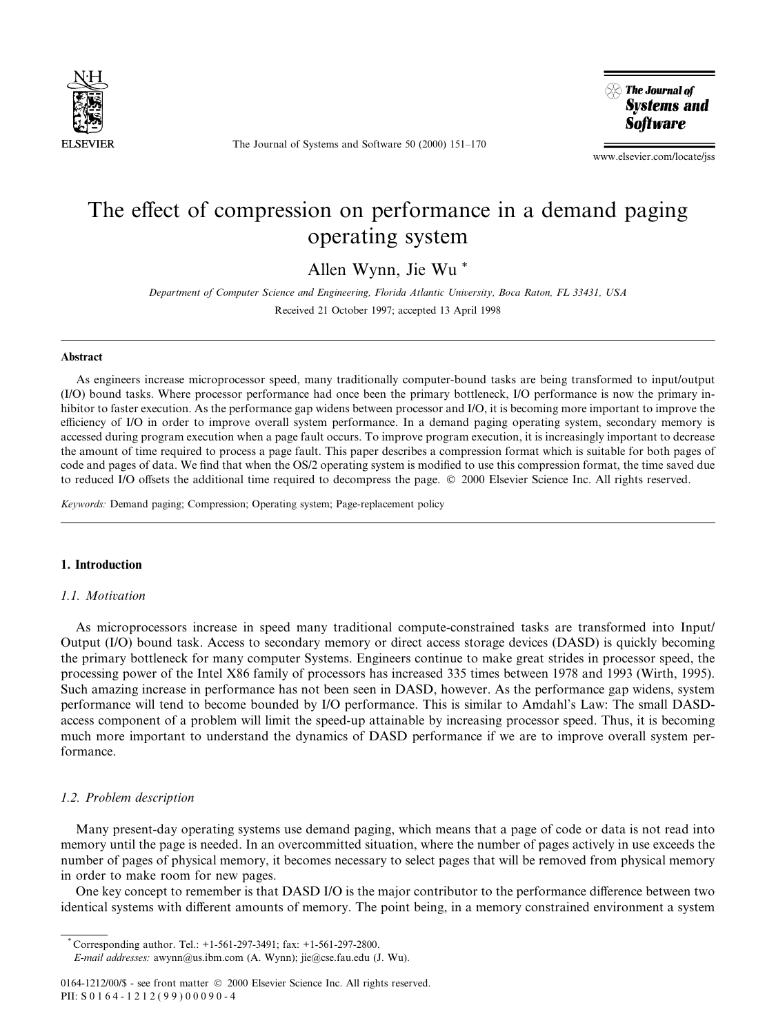# The effect of compression on performance in a demand paging operating system

Allen Wynn, Jie Wu *

*Department of Computer Science and Engineering, Florida Atlantic University, Boca Raton, FL 33431, USA*

Received 21 October 1997; accepted 13 April 1998

## Abstract

As engineers increase microprocessor speed, many traditionally computer-bound tasks are being transformed to input/output (I/O) bound task. Where processor performance had once been the primary bottleneck, I/O performance is now the primary inhibitor to faster execution. As the performance gap widens between processor and I/O, it is becoming more important to improve the efficiency of I/O in order to improve overall system performance. In a demand paging operating system, secondary memory is accessed during program execution when a page fault occurs. To improve program execution, it is increasingly important to decrease the amount of time required to process a page fault. This paper describes a compression format which is suitable for both pages of code and pages of data. We find that when the OS/2 operating system is modified to use this compression format, the time saved due to reduced I/O offsets the additional time required to decompress the page. © 2000 Elsevier Science Inc. All rights reserved.

*Keywords:* Demand paging; Compression; Operating system; Page-replacement policy

## 1. Introduction

### 1.1. Motivation

As microprocessors increase in speed many traditional compute-constrained tasks are transformed into Input/Output (I/O) bound tasks. Access to secondary memory or direct access storage devices (DASD) is quickly becoming the primary bottleneck for many computer Systems. Engineers continue to make great strides in processor speed, the processing power of the Intel X86 family of processors has increased 335 times between 1978 and 1993 (Wirth, 1995). Such amazing increase in performance has not been seen in DASD, however. As the performance gap widens, system performance will tend to become bounded by I/O performance. This is similar to Amdahl's Law: The small DASD-access component of a problem will limit the speed-up attainable by increasing processor speed. Thus, it is becoming much more important to understand the dynamics of DASD performance if we are to improve overall system performance.

### 1.2. Problem description

Many present-day operating systems use demand paging, which means that a page of code or data is not read into memory until the page is needed. In an overcommitted situation, where the number of pages actively in use exceeds the number of pages of physical memory, it becomes necessary to select pages that will be removed from physical memory in order to make room for new pages.

One key concept to remember is that DASD I/O is the major contributor to the performance difference between two identical systems with different amounts of memory. The point being, in a memory constrained environment a system

---

* Corresponding author. Tel.: +1-561-297-3491; fax: +1-561-297-2800.
*E-mail addresses:* awynn@us.ibm.com (A. Wynn); jie@cse.fau.edu (J. Wu).

0164-1212/00/$ - see front matter © 2000 Elsevier Science Inc. All rights reserved.
PII: S0164-1212(99)00090-4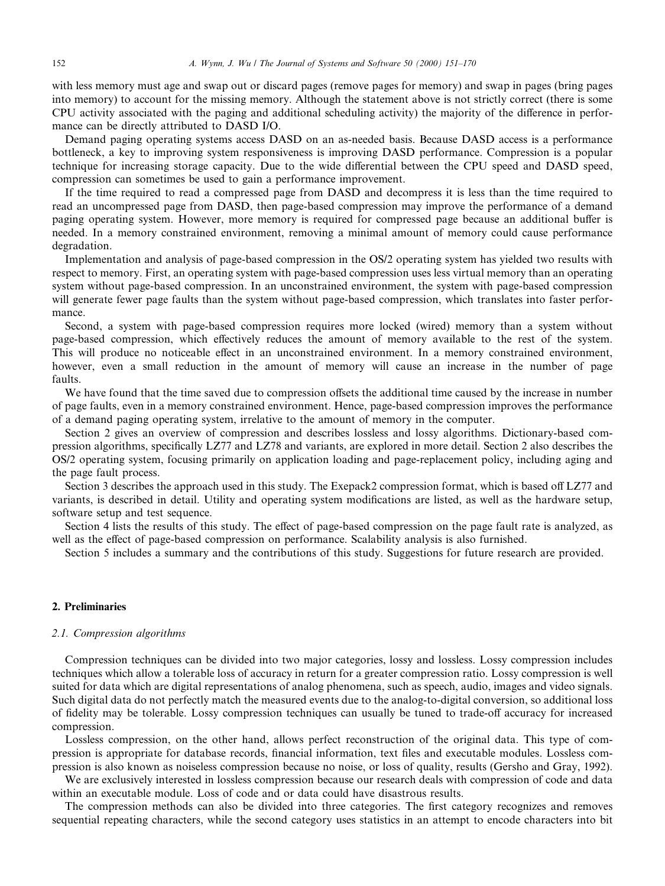with less memory must age and swap out or discard pages (remove pages for memory) and swap in pages (bring pages into memory) to account for the missing memory. Although the statement above is not strictly correct (there is some CPU activity associated with the paging and additional scheduling activity) the majority of the difference in performance can be directly attributed to DASD I/O.

Demand paging operating systems access DASD on an as-needed basis. Because DASD access is a performance bottleneck, a key to improving system responsiveness is improving DASD performance. Compression is a popular technique for increasing storage capacity. Due to the wide differential between the CPU speed and DASD speed, compression can sometimes be used to gain a performance improvement.

If the time required to read a compressed page from DASD and decompress it is less than the time required to read an uncompressed page from DASD, then page-based compression may improve the performance of a demand paging operating system. However, more memory is required for compressed page because an additional buffer is needed. In a memory constrained environment, removing a minimal amount of memory could cause performance degradation.

Implementation and analysis of page-based compression in the OS/2 operating system has yielded two results with respect to memory. First, an operating system with page-based compression uses less virtual memory than an operating system without page-based compression. In an unconstrained environment, the system with page-based compression will generate fewer page faults than the system without page-based compression, which translates into faster performance.

Second, a system with page-based compression requires more locked (wired) memory than a system without page-based compression, which effectively reduces the amount of memory available to the rest of the system. This will produce no noticeable effect in an unconstrained environment. In a memory constrained environment, however, even a small reduction in the amount of memory will cause an increase in the number of page faults.

We have found that the time saved due to compression offsets the additional time caused by the increase in number of page faults, even in a memory constrained environment. Hence, page-based compression improves the performance of a demand paging operating system, irrelative to the amount of memory in the computer.

Section 2 gives an overview of compression and describes lossless and lossy algorithms. Dictionary-based compression algorithms, specifically LZ77 and LZ78 and variants, are explored in more detail. Section 2 also describes the OS/2 operating system, focusing primarily on application loading and page-replacement policy, including aging and the page fault process.

Section 3 describes the approach used in this study. The Exepack2 compression format, which is based off LZ77 and variants, is described in detail. Utility and operating system modifications are listed, as well as the hardware setup, software setup and test sequence.

Section 4 lists the results of this study. The effect of page-based compression on the page fault rate is analyzed, as well as the effect of page-based compression on performance. Scalability analysis is also furnished.

Section 5 includes a summary and the contributions of this study. Suggestions for future research are provided.

## 2. Preliminaries

### 2.1. Compression algorithms

Compression techniques can be divided into two major categories, lossy and lossless. Lossy compression includes techniques which allow a tolerable loss of accuracy in return for a greater compression ratio. Lossy compression is well suited for data which are digital representations of analog phenomena, such as speech, audio, images and video signals. Such digital data do not perfectly match the measured events due to the analog-to-digital conversion, so additional loss of fidelity may be tolerable. Lossy compression techniques can usually be tuned to trade-off accuracy for increased compression.

Lossless compression, on the other hand, allows perfect reconstruction of the original data. This type of compression is appropriate for database records, financial information, text files and executable modules. Lossless compression is also known as noiseless compression because no noise, or loss of quality, results (Gersho and Gray, 1992).

We are exclusively interested in lossless compression because our research deals with compression of code and data within an executable module. Loss of code and or data could have disastrous results.

The compression methods can also be divided into three categories. The first category recognizes and removes sequential repeating characters, while the second category uses statistics in an attempt to encode characters into bit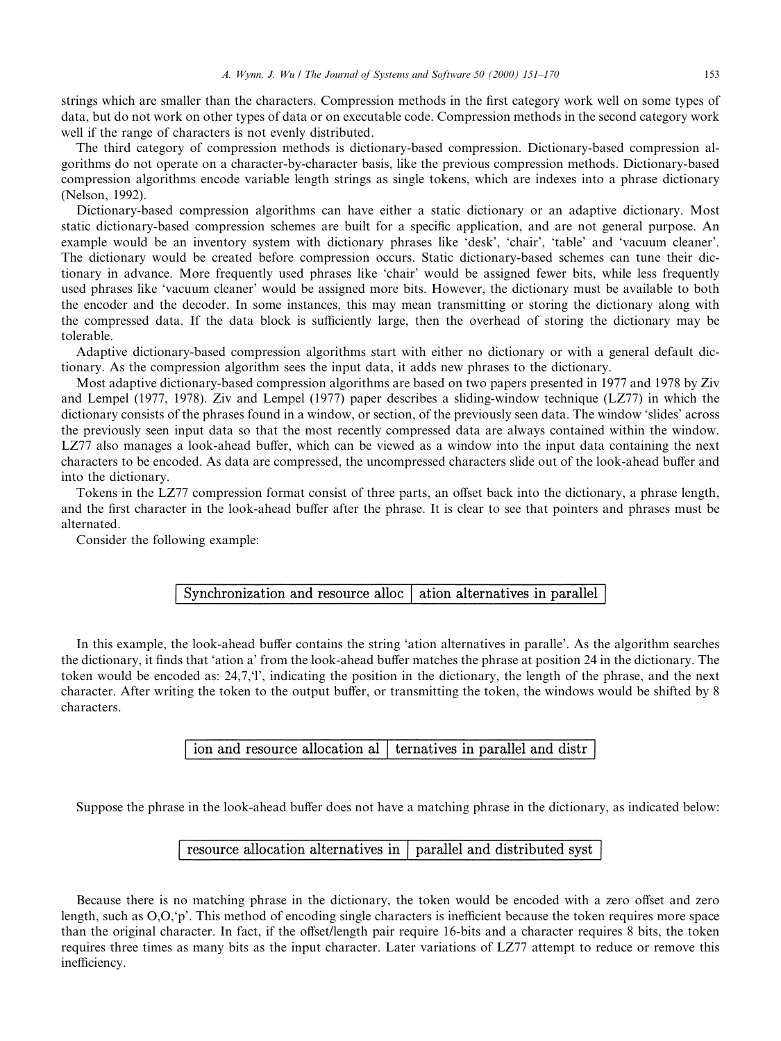strings which are smaller than the characters. Compression methods in the first category work well on some types of data, but do not work on other types of data or on executable code. Compression methods in the second category work well if the range of characters is not evenly distributed.

The third category of compression methods is dictionary-based compression. Dictionary-based compression algorithms do not operate on a character-by-character basis, like the previous compression methods. Dictionary-based compression algorithms encode variable length strings as single tokens, which are indexes into a phrase dictionary (Nelson, 1992).

Dictionary-based compression algorithms can have either a static dictionary or an adaptive dictionary. Most static dictionary-based compression schemes are built for a specific application, and are not general purpose. An example would be an inventory system with dictionary phrases like 'desk', 'chair', 'table' and 'vacuum cleaner'. The dictionary would be created before compression occurs. Static dictionary-based schemes can tune their dictionary in advance. More frequently used phrases like 'chair' would be assigned fewer bits, while less frequently used phrases like 'vacuum cleaner' would be assigned more bits. However, the dictionary must be available to both the encoder and the decoder. In some instances, this may mean transmitting or storing the dictionary along with the compressed data. If the data block is sufficiently large, then the overhead of storing the dictionary may be tolerable.

Adaptive dictionary-based compression algorithms start with either no dictionary or with a general default dictionary. As the compression algorithm sees the input data, it adds new phrases to the dictionary.

Most adaptive dictionary-based compression algorithms are based on two papers presented in 1977 and 1978 by Ziv and Lempel (1977, 1978). Ziv and Lempel (1977) paper describes a sliding-window technique (LZ77) in which the dictionary consists of the phrases found in a window, or section, of the previously seen data. The window 'slides' across the previously seen input data so that the most recently compressed data are always contained within the window. LZ77 also manages a look-ahead buffer, which can be viewed as a window into the input data containing the next characters to be encoded. As data are compressed, the uncompressed characters slide out of the look-ahead buffer and into the dictionary.

Tokens in the LZ77 compression format consist of three parts, an offset back into the dictionary, a phrase length, and the first character in the look-ahead buffer after the phrase. It is clear to see that pointers and phrases must be alternated.

Consider the following example:

| Synchronization and resource alloc | ation alternatives in parallel |
|---|---|

In this example, the look-ahead buffer contains the string 'ation alternatives in paralle'. As the algorithm searches the dictionary, it finds that 'ation a' from the look-ahead buffer matches the phrase at position 24 in the dictionary. The token would be encoded as: 24,7,'l', indicating the position in the dictionary, the length of the phrase, and the next character. After writing the token to the output buffer, or transmitting the token, the windows would be shifted by 8 characters.

| ion and resource allocation al | ternatives in parallel and distr |
|---|---|

Suppose the phrase in the look-ahead buffer does not have a matching phrase in the dictionary, as indicated below:

| resource allocation alternatives in | parallel and distributed syst |
|---|---|

Because there is no matching phrase in the dictionary, the token would be encoded with a zero offset and zero length, such as O,O,'p'. This method of encoding single characters is inefficient because the token requires more space than the original character. In fact, if the offset/length pair require 16-bits and a character requires 8 bits, the token requires three times as many bits as the input character. Later variations of LZ77 attempt to reduce or remove this inefficiency.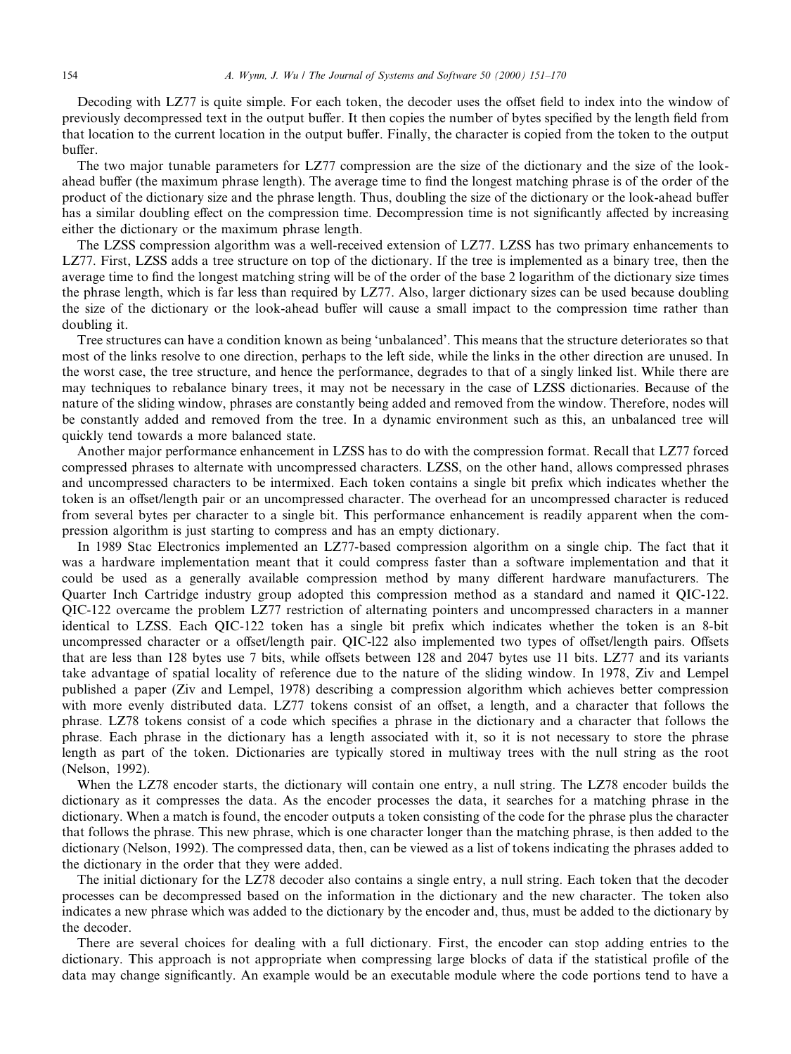Decoding with LZ77 is quite simple. For each token, the decoder uses the offset field to index into the window of previously decompressed text in the output buffer. It then copies the number of bytes specified by the length field from that location to the current location in the output buffer. Finally, the character is copied from the token to the output buffer.

The two major tunable parameters for LZ77 compression are the size of the dictionary and the size of the look-ahead buffer (the maximum phrase length). The average time to find the longest matching phrase is of the order of the product of the dictionary size and the phrase length. Thus, doubling the size of the dictionary or the look-ahead buffer has a similar doubling effect on the compression time. Decompression time is not significantly affected by increasing either the dictionary or the maximum phrase length.

The LZSS compression algorithm was a well-received extension of LZ77. LZSS has two primary enhancements to LZ77. First, LZSS adds a tree structure on top of the dictionary. If the tree is implemented as a binary tree, then the average time to find the longest matching string will be of the order of the base 2 logarithm of the dictionary size times the phrase length, which is far less than required by LZ77. Also, larger dictionary sizes can be used because doubling the size of the dictionary or the look-ahead buffer will cause a small impact to the compression time rather than doubling it.

Tree structures can have a condition known as being 'unbalanced'. This means that the structure deteriorates so that most of the links resolve to one direction, perhaps to the left side, while the links in the other direction are unused. In the worst case, the tree structure, and hence the performance, degrades to that of a singly linked list. While there are may techniques to rebalance binary trees, it may not be necessary in the case of LZSS dictionaries. Because of the nature of the sliding window, phrases are constantly being added and removed from the window. Therefore, nodes will be constantly added and removed from the tree. In a dynamic environment such as this, an unbalanced tree will quickly tend towards a more balanced state.

Another major performance enhancement in LZSS has to do with the compression format. Recall that LZ77 forced compressed phrases to alternate with uncompressed characters. LZSS, on the other hand, allows compressed phrases and uncompressed characters to be intermixed. Each token contains a single bit prefix which indicates whether the token is an offset/length pair or an uncompressed character. The overhead for an uncompressed character is reduced from several bytes per character to a single bit. This performance enhancement is readily apparent when the compression algorithm is just starting to compress and has an empty dictionary.

In 1989 Stac Electronics implemented an LZ77-based compression algorithm on a single chip. The fact that it was a hardware implementation meant that it could compress faster than a software implementation and that it could be used as a generally available compression method by many different hardware manufacturers. The Quarter Inch Cartridge industry group adopted this compression method as a standard and named it QIC-122. QIC-122 overcame the problem LZ77 restriction of alternating pointers and uncompressed characters in a manner identical to LZSS. Each QIC-122 token has a single bit prefix which indicates whether the token is an 8-bit uncompressed character or a offset/length pair. QIC-l22 also implemented two types of offset/length pairs. Offsets that are less than 128 bytes use 7 bits, while offsets between 128 and 2047 bytes use 11 bits. LZ77 and its variants take advantage of spatial locality of reference due to the nature of the sliding window. In 1978, Ziv and Lempel published a paper (Ziv and Lempel, 1978) describing a compression algorithm which achieves better compression with more evenly distributed data. LZ77 tokens consist of an offset, a length, and a character that follows the phrase. LZ78 tokens consist of a code which specifies a phrase in the dictionary and a character that follows the phrase. Each phrase in the dictionary has a length associated with it, so it is not necessary to store the phrase length as part of the token. Dictionaries are typically stored in multiway trees with the null string as the root (Nelson, 1992).

When the LZ78 encoder starts, the dictionary will contain one entry, a null string. The LZ78 encoder builds the dictionary as it compresses the data. As the encoder processes the data, it searches for a matching phrase in the dictionary. When a match is found, the encoder outputs a token consisting of the code for the phrase plus the character that follows the phrase. This new phrase, which is one character longer than the matching phrase, is then added to the dictionary (Nelson, 1992). The compressed data, then, can be viewed as a list of tokens indicating the phrases added to the dictionary in the order that they were added.

The initial dictionary for the LZ78 decoder also contains a single entry, a null string. Each token that the decoder processes can be decompressed based on the information in the dictionary and the new character. The token also indicates a new phrase which was added to the dictionary by the encoder and, thus, must be added to the dictionary by the decoder.

There are several choices for dealing with a full dictionary. First, the encoder can stop adding entries to the dictionary. This approach is not appropriate when compressing large blocks of data if the statistical profile of the data may change significantly. An example would be an executable module where the code portions tend to have a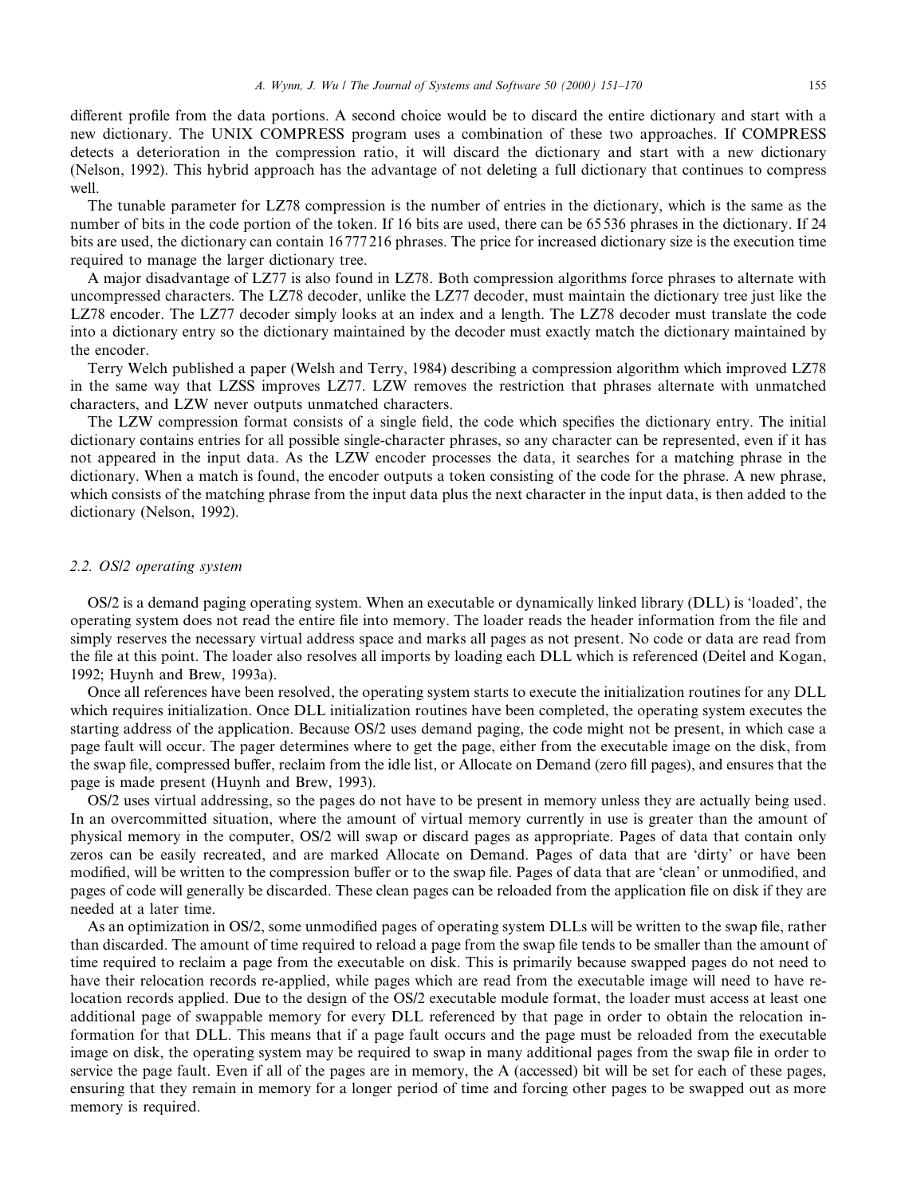different profile from the data portions. A second choice would be to discard the entire dictionary and start with a new dictionary. The UNIX COMPRESS program uses a combination of these two approaches. If COMPRESS detects a deterioration in the compression ratio, it will discard the dictionary and start with a new dictionary (Nelson, 1992). This hybrid approach has the advantage of not deleting a full dictionary that continues to compress well.

The tunable parameter for LZ78 compression is the number of entries in the dictionary, which is the same as the number of bits in the code portion of the token. If 16 bits are used, there can be 65 536 phrases in the dictionary. If 24 bits are used, the dictionary can contain 16 777 216 phrases. The price for increased dictionary size is the execution time required to manage the larger dictionary tree.

A major disadvantage of LZ77 is also found in LZ78. Both compression algorithms force phrases to alternate with uncompressed characters. The LZ78 decoder, unlike the LZ77 decoder, must maintain the dictionary tree just like the LZ78 encoder. The LZ77 decoder simply looks at an index and a length. The LZ78 decoder must translate the code into a dictionary entry so the dictionary maintained by the decoder must exactly match the dictionary maintained by the encoder.

Terry Welch published a paper (Welsh and Terry, 1984) describing a compression algorithm which improved LZ78 in the same way that LZSS improves LZ77. LZW removes the restriction that phrases alternate with unmatched characters, and LZW never outputs unmatched characters.

The LZW compression format consists of a single field, the code which specifies the dictionary entry. The initial dictionary contains entries for all possible single-character phrases, so any character can be represented, even if it has not appeared in the input data. As the LZW encoder processes the data, it searches for a matching phrase in the dictionary. When a match is found, the encoder outputs a token consisting of the code for the phrase. A new phrase, which consists of the matching phrase from the input data plus the next character in the input data, is then added to the dictionary (Nelson, 1992).

### 2.2. OS/2 operating system

OS/2 is a demand paging operating system. When an executable or dynamically linked library (DLL) is 'loaded', the operating system does not read the entire file into memory. The loader reads the header information from the file and simply reserves the necessary virtual address space and marks all pages as not present. No code or data are read from the file at this point. The loader also resolves all imports by loading each DLL which is referenced (Deitel and Kogan, 1992; Huynh and Brew, 1993a).

Once all references have been resolved, the operating system starts to execute the initialization routines for any DLL which requires initialization. Once DLL initialization routines have been completed, the operating system executes the starting address of the application. Because OS/2 uses demand paging, the code might not be present, in which case a page fault will occur. The pager determines where to get the page, either from the executable image on the disk, from the swap file, compressed buffer, reclaim from the idle list, or Allocate on Demand (zero fill pages), and ensures that the page is made present (Huynh and Brew, 1993).

OS/2 uses virtual addressing, so the pages do not have to be present in memory unless they are actually being used. In an overcommitted situation, where the amount of virtual memory currently in use is greater than the amount of physical memory in the computer, OS/2 will swap or discard pages as appropriate. Pages of data that contain only zeros can be easily recreated, and are marked Allocate on Demand. Pages of data that are 'dirty' or have been modified, will be written to the compression buffer or to the swap file. Pages of data that are 'clean' or unmodified, and pages of code will generally be discarded. These clean pages can be reloaded from the application file on disk if they are needed at a later time.

As an optimization in OS/2, some unmodified pages of operating system DLLs will be written to the swap file, rather than discarded. The amount of time required to reload a page from the swap file tends to be smaller than the amount of time required to reclaim a page from the executable on disk. This is primarily because swapped pages do not need to have their relocation records re-applied, while pages which are read from the executable image will need to have relocation records applied. Due to the design of the OS/2 executable module format, the loader must access at least one additional page of swappable memory for every DLL referenced by that page in order to obtain the relocation information for that DLL. This means that if a page fault occurs and the page must be reloaded from the executable image on disk, the operating system may be required to swap in many additional pages from the swap file in order to service the page fault. Even if all of the pages are in memory, the A (accessed) bit will be set for each of these pages, ensuring that they remain in memory for a longer period of time and forcing other pages to be swapped out as more memory is required.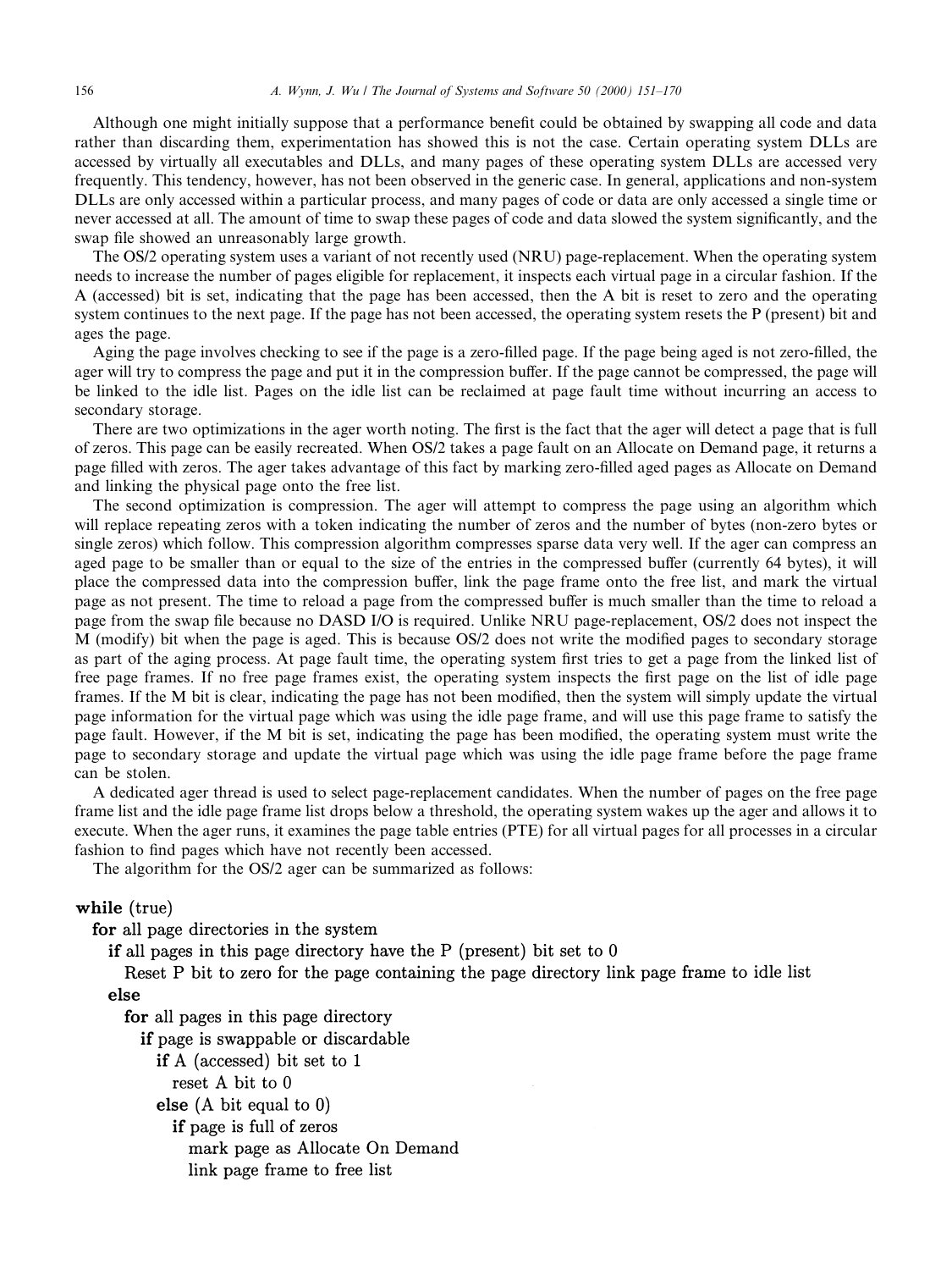Although one might initially suppose that a performance benefit could be obtained by swapping all code and data rather than discarding them, experimentation has showed this is not the case. Certain operating system DLLs are accessed by virtually all executables and DLLs, and many pages of these operating system DLLs are accessed very frequently. This tendency, however, has not been observed in the generic case. In general, applications and non-system DLLs are only accessed within a particular process, and many pages of code or data are only accessed a single time or never accessed at all. The amount of time to swap these pages of code and data slowed the system significantly, and the swap file showed an unreasonably large growth.

The OS/2 operating system uses a variant of not recently used (NRU) page-replacement. When the operating system needs to increase the number of pages eligible for replacement, it inspects each virtual page in a circular fashion. If the A (accessed) bit is set, indicating that the page has been accessed, then the A bit is reset to zero and the operating system continues to the next page. If the page has not been accessed, the operating system resets the P (present) bit and ages the page.

Aging the page involves checking to see if the page is a zero-filled page. If the page being aged is not zero-filled, the ager will try to compress the page and put it in the compression buffer. If the page cannot be compressed, the page will be linked to the idle list. Pages on the idle list can be reclaimed at page fault time without incurring an access to secondary storage.

There are two optimizations in the ager worth noting. The first is the fact that the ager will detect a page that is full of zeros. This page can be easily recreated. When OS/2 takes a page fault on an Allocate on Demand page, it returns a page filled with zeros. The ager takes advantage of this fact by marking zero-filled aged pages as Allocate on Demand and linking the physical page onto the free list.

The second optimization is compression. The ager will attempt to compress the page using an algorithm which will replace repeating zeros with a token indicating the number of zeros and the number of bytes (non-zero bytes or single zeros) which follow. This compression algorithm compresses sparse data very well. If the ager can compress an aged page to be smaller than or equal to the size of the entries in the compressed buffer (currently 64 bytes), it will place the compressed data into the compression buffer, link the page frame onto the free list, and mark the virtual page as not present. The time to reload a page from the compressed buffer is much smaller than the time to reload a page from the swap file because no DASD I/O is required. Unlike NRU page-replacement, OS/2 does not inspect the M (modify) bit when the page is aged. This is because OS/2 does not write the modified pages to secondary storage as part of the aging process. At page fault time, the operating system first tries to get a page from the linked list of free page frames. If no free page frames exist, the operating system inspects the first page on the list of idle page frames. If the M bit is clear, indicating the page has not been modified, then the system will simply update the virtual page information for the virtual page which was using the idle page frame, and will use this page frame to satisfy the page fault. However, if the M bit is set, indicating the page has been modified, the operating system must write the page to secondary storage and update the virtual page which was using the idle page frame before the page frame can be stolen.

A dedicated ager thread is used to select page-replacement candidates. When the number of pages on the free page frame list and the idle page frame list drops below a threshold, the operating system wakes up the ager and allows it to execute. When the ager runs, it examines the page table entries (PTE) for all virtual pages for all processes in a circular fashion to find pages which have not recently been accessed.

The algorithm for the OS/2 ager can be summarized as follows:

```
while (true)
  for all page directories in the system
    if all pages in this page directory have the P (present) bit set to 0
      Reset P bit to zero for the page containing the page directory link page frame to idle list
    else
      for all pages in this page directory
        if page is swappable or discardable
          if A (accessed) bit set to 1
            reset A bit to 0
          else (A bit equal to 0)
            if page is full of zeros
              mark page as Allocate On Demand
              link page frame to free list
```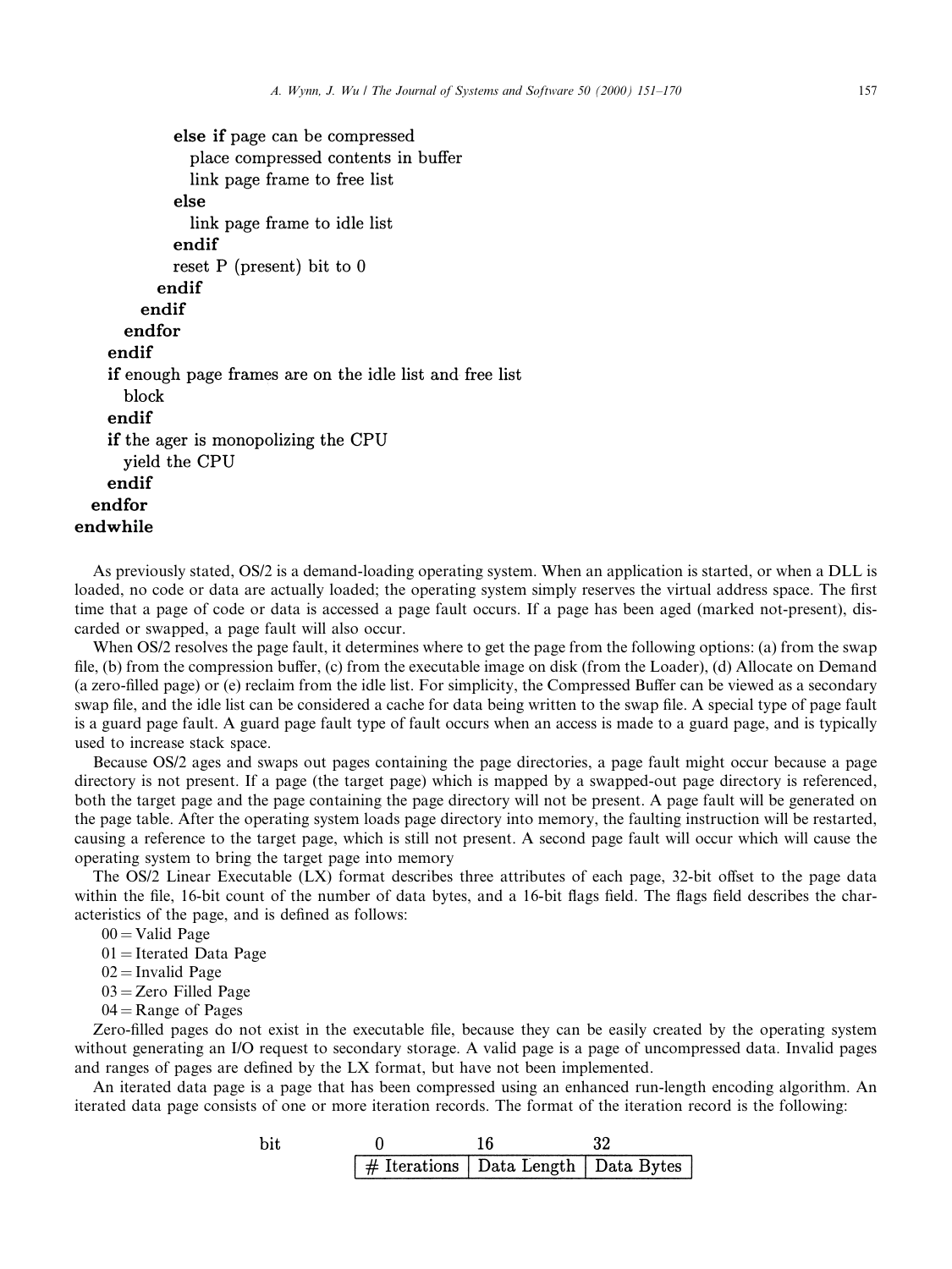```
            else if page can be compressed
              place compressed contents in buffer
              link page frame to free list
            else
              link page frame to idle list
            endif
            reset P (present) bit to 0
          endif
        endif
      endfor
    endif
    if enough page frames are on the idle list and free list
      block
    endif
    if the ager is monopolizing the CPU
      yield the CPU
    endif
  endfor
endwhile
```

As previously stated, OS/2 is a demand-loading operating system. When an application is started, or when a DLL is loaded, no code or data are actually loaded; the operating system simply reserves the virtual address space. The first time that a page of code or data is accessed a page fault occurs. If a page has been aged (marked not-present), discarded or swapped, a page fault will also occur.

When OS/2 resolves the page fault, it determines where to get the page from the following options: (a) from the swap file, (b) from the compression buffer, (c) from the executable image on disk (from the Loader), (d) Allocate on Demand (a zero-filled page) or (e) reclaim from the idle list. For simplicity, the Compressed Buffer can be viewed as a secondary swap file, and the idle list can be considered a cache for data being written to the swap file. A special type of page fault is a guard page fault. A guard page fault type of fault occurs when an access is made to a guard page, and is typically used to increase stack space.

Because OS/2 ages and swaps out pages containing the page directories, a page fault might occur because a page directory is not present. If a page (the target page) which is mapped by a swapped-out page directory is referenced, both the target page and the page containing the page directory will not be present. A page fault will be generated on the page table. After the operating system loads page directory into memory, the faulting instruction will be restarted, causing a reference to the target page, which is still not present. A second page fault will occur which will cause the operating system to bring the target page into memory

The OS/2 Linear Executable (LX) format describes three attributes of each page, 32-bit offset to the page data within the file, 16-bit count of the number of data bytes, and a 16-bit flags field. The flags field describes the characteristics of the page, and is defined as follows:

00 = Valid Page
01 = Iterated Data Page
02 = Invalid Page
03 = Zero Filled Page
04 = Range of Pages

Zero-filled pages do not exist in the executable file, because they can be easily created by the operating system without generating an I/O request to secondary storage. A valid page is a page of uncompressed data. Invalid pages and ranges of pages are defined by the LX format, but have not been implemented.

An iterated data page is a page that has been compressed using an enhanced run-length encoding algorithm. An iterated data page consists of one or more iteration records. The format of the iteration record is the following:

| bit | 0 | 16 | 32 |
|---|---|---|---|
| | # Iterations | Data Length | Data Bytes |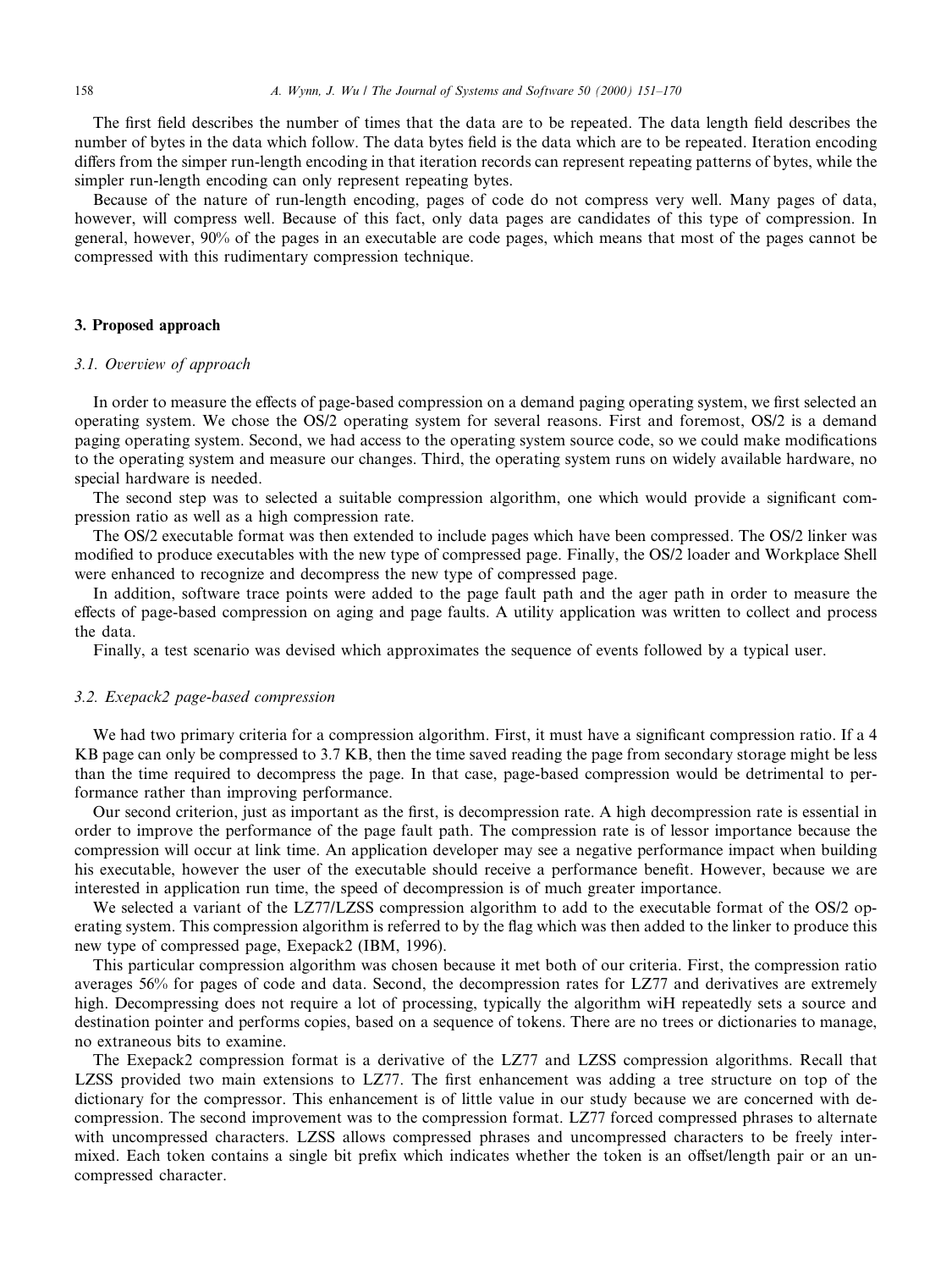The first field describes the number of times that the data are to be repeated. The data length field describes the number of bytes in the data which follow. The data bytes field is the data which are to be repeated. Iteration encoding differs from the simper run-length encoding in that iteration records can represent repeating patterns of bytes, while the simpler run-length encoding can only represent repeating bytes.

Because of the nature of run-length encoding, pages of code do not compress very well. Many pages of data, however, will compress well. Because of this fact, only data pages are candidates of this type of compression. In general, however, 90% of the pages in an executable are code pages, which means that most of the pages cannot be compressed with this rudimentary compression technique.

## 3. Proposed approach

### *3.1. Overview of approach*

In order to measure the effects of page-based compression on a demand paging operating system, we first selected an operating system. We chose the OS/2 operating system for several reasons. First and foremost, OS/2 is a demand paging operating system. Second, we had access to the operating system source code, so we could make modifications to the operating system and measure our changes. Third, the operating system runs on widely available hardware, no special hardware is needed.

The second step was to selected a suitable compression algorithm, one which would provide a significant compression ratio as well as a high compression rate.

The OS/2 executable format was then extended to include pages which have been compressed. The OS/2 linker was modified to produce executables with the new type of compressed page. Finally, the OS/2 loader and Workplace Shell were enhanced to recognize and decompress the new type of compressed page.

In addition, software trace points were added to the page fault path and the ager path in order to measure the effects of page-based compression on aging and page faults. A utility application was written to collect and process the data.

Finally, a test scenario was devised which approximates the sequence of events followed by a typical user.

### *3.2. Exepack2 page-based compression*

We had two primary criteria for a compression algorithm. First, it must have a significant compression ratio. If a 4 KB page can only be compressed to 3.7 KB, then the time saved reading the page from secondary storage might be less than the time required to decompress the page. In that case, page-based compression would be detrimental to performance rather than improving performance.

Our second criterion, just as important as the first, is decompression rate. A high decompression rate is essential in order to improve the performance of the page fault path. The compression rate is of lessor importance because the compression will occur at link time. An application developer may see a negative performance impact when building his executable, however the user of the executable should receive a performance benefit. However, because we are interested in application run time, the speed of decompression is of much greater importance.

We selected a variant of the LZ77/LZSS compression algorithm to add to the executable format of the OS/2 operating system. This compression algorithm is referred to by the flag which was then added to the linker to produce this new type of compressed page, Exepack2 (IBM, 1996).

This particular compression algorithm was chosen because it met both of our criteria. First, the compression ratio averages 56% for pages of code and data. Second, the decompression rates for LZ77 and derivatives are extremely high. Decompressing does not require a lot of processing, typically the algorithm wiH repeatedly sets a source and destination pointer and performs copies, based on a sequence of tokens. There are no trees or dictionaries to manage, no extraneous bits to examine.

The Exepack2 compression format is a derivative of the LZ77 and LZSS compression algorithms. Recall that LZSS provided two main extensions to LZ77. The first enhancement was adding a tree structure on top of the dictionary for the compressor. This enhancement is of little value in our study because we are concerned with decompression. The second improvement was to the compression format. LZ77 forced compressed phrases to alternate with uncompressed characters. LZSS allows compressed phrases and uncompressed characters to be freely intermixed. Each token contains a single bit prefix which indicates whether the token is an offset/length pair or an uncompressed character.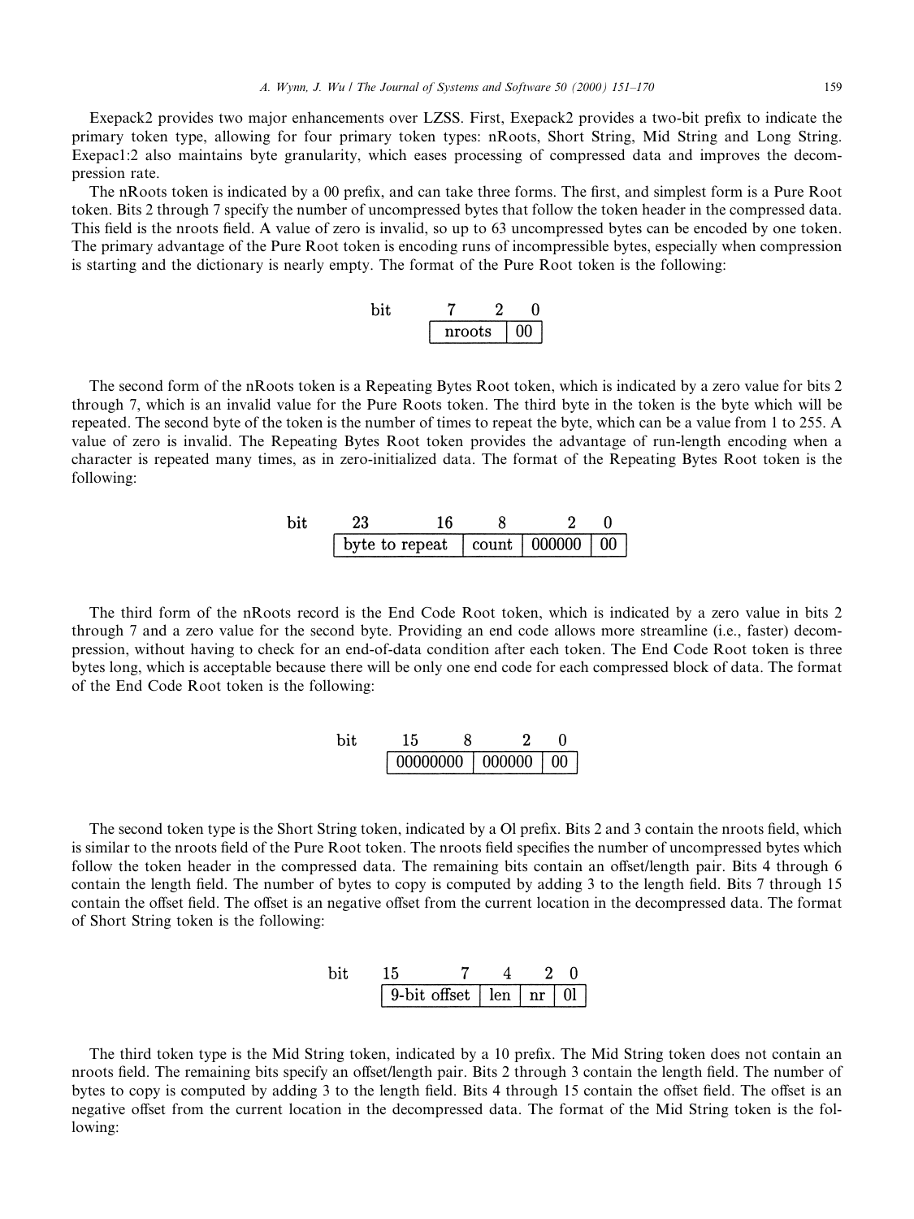Exepack2 provides two major enhancements over LZSS. First, Exepack2 provides a two-bit prefix to indicate the primary token type, allowing for four primary token types: nRoots, Short String, Mid String and Long String. Exepacl:2 also maintains byte granularity, which eases processing of compressed data and improves the decompression rate.

The nRoots token is indicated by a 00 prefix, and can take three forms. The first, and simplest form is a Pure Root token. Bits 2 through 7 specify the number of uncompressed bytes that follow the token header in the compressed data. This field is the nroots field. A value of zero is invalid, so up to 63 uncompressed bytes can be encoded by one token. The primary advantage of the Pure Root token is encoding runs of incompressible bytes, especially when compression is starting and the dictionary is nearly empty. The format of the Pure Root token is the following:

```
bit   7      2   0
     | nroots | 00 |
```

The second form of the nRoots token is a Repeating Bytes Root token, which is indicated by a zero value for bits 2 through 7, which is an invalid value for the Pure Roots token. The third byte in the token is the byte which will be repeated. The second byte of the token is the number of times to repeat the byte, which can be a value from 1 to 255. A value of zero is invalid. The Repeating Bytes Root token provides the advantage of run-length encoding when a character is repeated many times, as in zero-initialized data. The format of the Repeating Bytes Root token is the following:

```
bit   23           16      8        2   0
     | byte to repeat | count | 000000 | 00 |
```

The third form of the nRoots record is the End Code Root token, which is indicated by a zero value in bits 2 through 7 and a zero value for the second byte. Providing an end code allows more streamline (i.e., faster) decompression, without having to check for an end-of-data condition after each token. The End Code Root token is three bytes long, which is acceptable because there will be only one end code for each compressed block of data. The format of the End Code Root token is the following:

```
bit   15         8        2   0
     | 00000000 | 000000 | 00 |
```

The second token type is the Short String token, indicated by a Ol prefix. Bits 2 and 3 contain the nroots field, which is similar to the nroots field of the Pure Root token. The nroots field specifies the number of uncompressed bytes which follow the token header in the compressed data. The remaining bits contain an offset/length pair. Bits 4 through 6 contain the length field. The number of bytes to copy is computed by adding 3 to the length field. Bits 7 through 15 contain the offset field. The offset is an negative offset from the current location in the decompressed data. The format of Short String token is the following:

```
bit   15          7     4    2   0
     | 9-bit offset | len | nr | 0l |
```

The third token type is the Mid String token, indicated by a 10 prefix. The Mid String token does not contain an nroots field. The remaining bits specify an offset/length pair. Bits 2 through 3 contain the length field. The number of bytes to copy is computed by adding 3 to the length field. Bits 4 through 15 contain the offset field. The offset is an negative offset from the current location in the decompressed data. The format of the Mid String token is the following: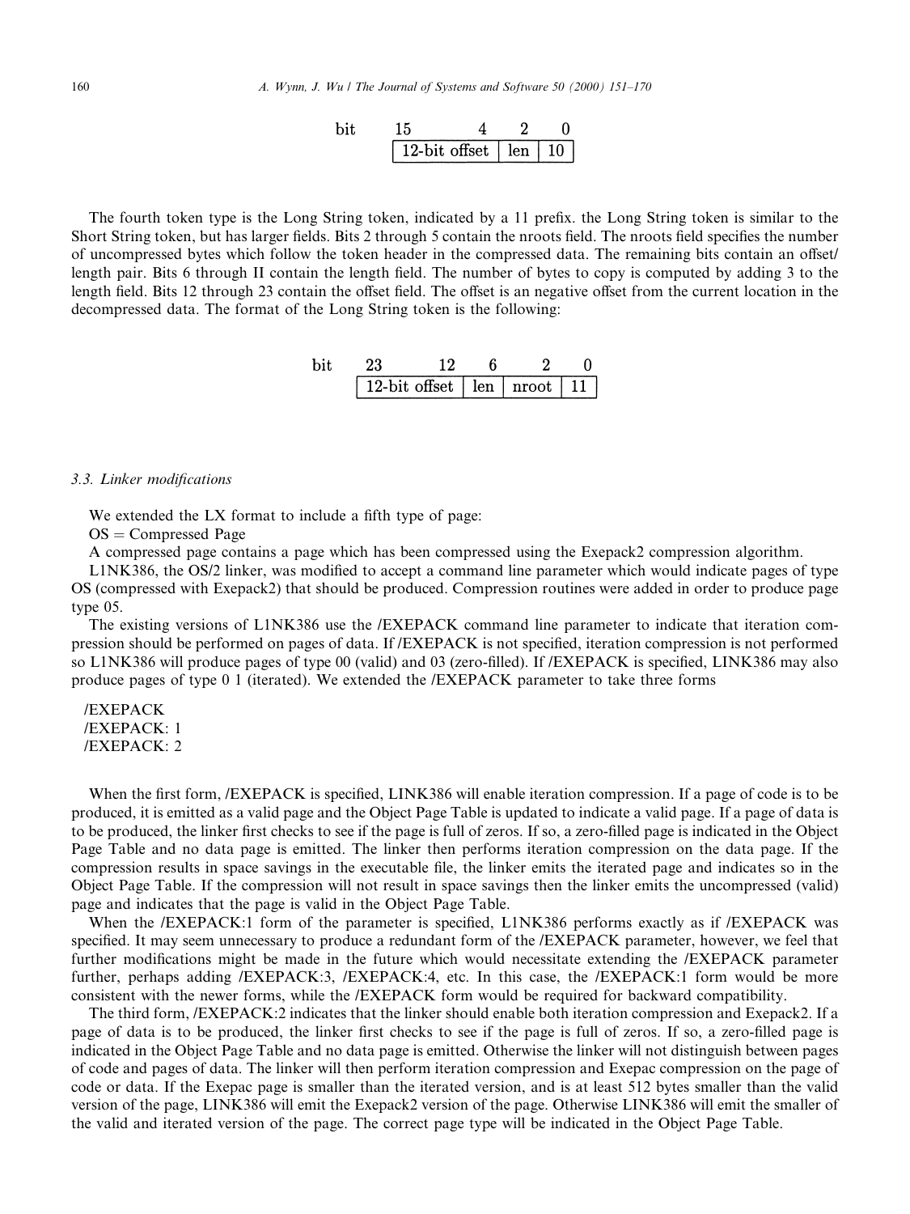| bit | 15 | 4 | 2 | 0 |
|---|---|---|---|---|
| | 12-bit offset | len | 10 | |

The fourth token type is the Long String token, indicated by a 11 prefix. the Long String token is similar to the Short String token, but has larger fields. Bits 2 through 5 contain the nroots field. The nroots field specifies the number of uncompressed bytes which follow the token header in the compressed data. The remaining bits contain an offset/length pair. Bits 6 through II contain the length field. The number of bytes to copy is computed by adding 3 to the length field. Bits 12 through 23 contain the offset field. The offset is an negative offset from the current location in the decompressed data. The format of the Long String token is the following:

| bit | 23 | 12 | 6 | 2 | 0 |
|---|---|---|---|---|---|
| | 12-bit offset | len | nroot | 11 | |

### 3.3. Linker modifications

We extended the LX format to include a fifth type of page:

OS = Compressed Page

A compressed page contains a page which has been compressed using the Exepack2 compression algorithm.

L1NK386, the OS/2 linker, was modified to accept a command line parameter which would indicate pages of type OS (compressed with Exepack2) that should be produced. Compression routines were added in order to produce page type 05.

The existing versions of L1NK386 use the /EXEPACK command line parameter to indicate that iteration compression should be performed on pages of data. If /EXEPACK is not specified, iteration compression is not performed so L1NK386 will produce pages of type 00 (valid) and 03 (zero-filled). If /EXEPACK is specified, LINK386 may also produce pages of type 0 1 (iterated). We extended the /EXEPACK parameter to take three forms

```
/EXEPACK
/EXEPACK: 1
/EXEPACK: 2
```

When the first form, /EXEPACK is specified, LINK386 will enable iteration compression. If a page of code is to be produced, it is emitted as a valid page and the Object Page Table is updated to indicate a valid page. If a page of data is to be produced, the linker first checks to see if the page is full of zeros. If so, a zero-filled page is indicated in the Object Page Table and no data page is emitted. The linker then performs iteration compression on the data page. If the compression results in space savings in the executable file, the linker emits the iterated page and indicates so in the Object Page Table. If the compression will not result in space savings then the linker emits the uncompressed (valid) page and indicates that the page is valid in the Object Page Table.

When the /EXEPACK:1 form of the parameter is specified, L1NK386 performs exactly as if /EXEPACK was specified. It may seem unnecessary to produce a redundant form of the /EXEPACK parameter, however, we feel that further modifications might be made in the future which would necessitate extending the /EXEPACK parameter further, perhaps adding /EXEPACK:3, /EXEPACK:4, etc. In this case, the /EXEPACK:1 form would be more consistent with the newer forms, while the /EXEPACK form would be required for backward compatibility.

The third form, /EXEPACK:2 indicates that the linker should enable both iteration compression and Exepack2. If a page of data is to be produced, the linker first checks to see if the page is full of zeros. If so, a zero-filled page is indicated in the Object Page Table and no data page is emitted. Otherwise the linker will not distinguish between pages of code and pages of data. The linker will then perform iteration compression and Exepac compression on the page of code or data. If the Exepac page is smaller than the iterated version, and is at least 512 bytes smaller than the valid version of the page, LINK386 will emit the Exepack2 version of the page. Otherwise LINK386 will emit the smaller of the valid and iterated version of the page. The correct page type will be indicated in the Object Page Table.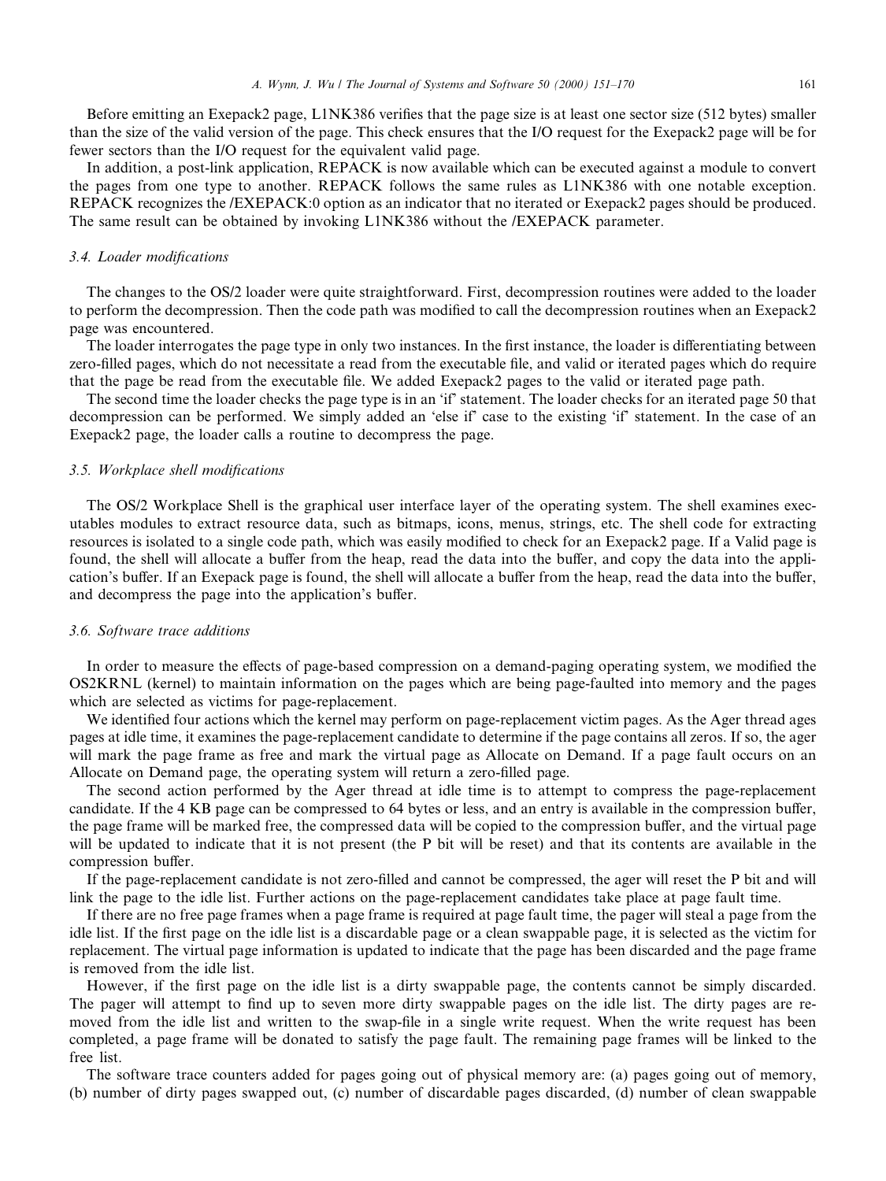Before emitting an Exepack2 page, L1NK386 verifies that the page size is at least one sector size (512 bytes) smaller than the size of the valid version of the page. This check ensures that the I/O request for the Exepack2 page will be for fewer sectors than the I/O request for the equivalent valid page.

In addition, a post-link application, REPACK is now available which can be executed against a module to convert the pages from one type to another. REPACK follows the same rules as L1NK386 with one notable exception. REPACK recognizes the /EXEPACK:0 option as an indicator that no iterated or Exepack2 pages should be produced. The same result can be obtained by invoking L1NK386 without the /EXEPACK parameter.

### 3.4. Loader modifications

The changes to the OS/2 loader were quite straightforward. First, decompression routines were added to the loader to perform the decompression. Then the code path was modified to call the decompression routines when an Exepack2 page was encountered.

The loader interrogates the page type in only two instances. In the first instance, the loader is differentiating between zero-filled pages, which do not necessitate a read from the executable file, and valid or iterated pages which do require that the page be read from the executable file. We added Exepack2 pages to the valid or iterated page path.

The second time the loader checks the page type is in an 'if' statement. The loader checks for an iterated page 50 that decompression can be performed. We simply added an 'else if' case to the existing 'if' statement. In the case of an Exepack2 page, the loader calls a routine to decompress the page.

### 3.5. Workplace shell modifications

The OS/2 Workplace Shell is the graphical user interface layer of the operating system. The shell examines executables modules to extract resource data, such as bitmaps, icons, menus, strings, etc. The shell code for extracting resources is isolated to a single code path, which was easily modified to check for an Exepack2 page. If a Valid page is found, the shell will allocate a buffer from the heap, read the data into the buffer, and copy the data into the application's buffer. If an Exepack page is found, the shell will allocate a buffer from the heap, read the data into the buffer, and decompress the page into the application's buffer.

### 3.6. Software trace additions

In order to measure the effects of page-based compression on a demand-paging operating system, we modified the OS2KRNL (kernel) to maintain information on the pages which are being page-faulted into memory and the pages which are selected as victims for page-replacement.

We identified four actions which the kernel may perform on page-replacement victim pages. As the Ager thread ages pages at idle time, it examines the page-replacement candidate to determine if the page contains all zeros. If so, the ager will mark the page frame as free and mark the virtual page as Allocate on Demand. If a page fault occurs on an Allocate on Demand page, the operating system will return a zero-filled page.

The second action performed by the Ager thread at idle time is to attempt to compress the page-replacement candidate. If the 4 KB page can be compressed to 64 bytes or less, and an entry is available in the compression buffer, the page frame will be marked free, the compressed data will be copied to the compression buffer, and the virtual page will be updated to indicate that it is not present (the P bit will be reset) and that its contents are available in the compression buffer.

If the page-replacement candidate is not zero-filled and cannot be compressed, the ager will reset the P bit and will link the page to the idle list. Further actions on the page-replacement candidates take place at page fault time.

If there are no free page frames when a page frame is required at page fault time, the pager will steal a page from the idle list. If the first page on the idle list is a discardable page or a clean swappable page, it is selected as the victim for replacement. The virtual page information is updated to indicate that the page has been discarded and the page frame is removed from the idle list.

However, if the first page on the idle list is a dirty swappable page, the contents cannot be simply discarded. The pager will attempt to find up to seven more dirty swappable pages on the idle list. The dirty pages are removed from the idle list and written to the swap-file in a single write request. When the write request has been completed, a page frame will be donated to satisfy the page fault. The remaining page frames will be linked to the free list.

The software trace counters added for pages going out of physical memory are: (a) pages going out of memory, (b) number of dirty pages swapped out, (c) number of discardable pages discarded, (d) number of clean swappable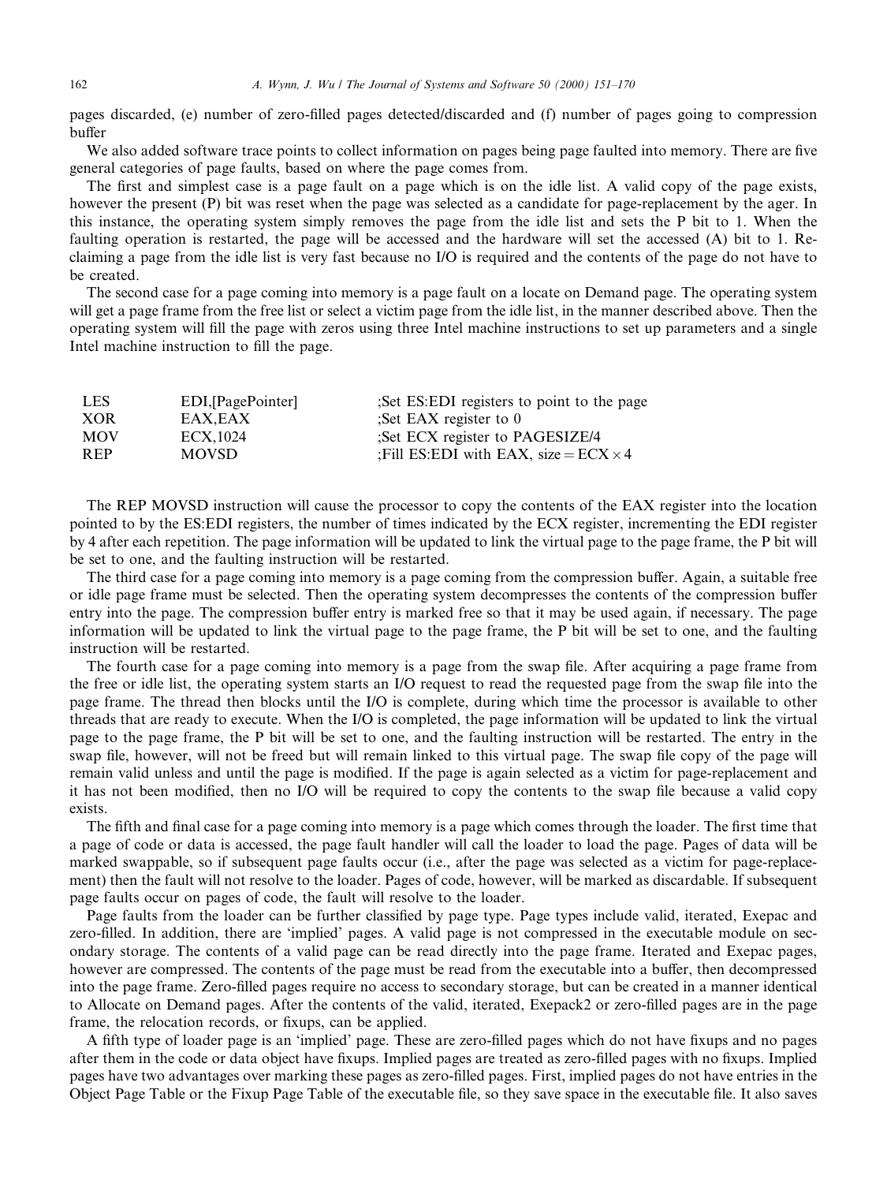pages discarded, (e) number of zero-filled pages detected/discarded and (f) number of pages going to compression buffer

We also added software trace points to collect information on pages being page faulted into memory. There are five general categories of page faults, based on where the page comes from.

The first and simplest case is a page fault on a page which is on the idle list. A valid copy of the page exists, however the present (P) bit was reset when the page was selected as a candidate for page-replacement by the ager. In this instance, the operating system simply removes the page from the idle list and sets the P bit to 1. When the faulting operation is restarted, the page will be accessed and the hardware will set the accessed (A) bit to 1. Reclaiming a page from the idle list is very fast because no I/O is required and the contents of the page do not have to be created.

The second case for a page coming into memory is a page fault on a locate on Demand page. The operating system will get a page frame from the free list or select a victim page from the idle list, in the manner described above. Then the operating system will fill the page with zeros using three Intel machine instructions to set up parameters and a single Intel machine instruction to fill the page.

```
LES     EDI,[PagePointer]     ;Set ES:EDI registers to point to the page
XOR     EAX,EAX               ;Set EAX register to 0
MOV     ECX,1024              ;Set ECX register to PAGESIZE/4
REP     MOVSD                 ;Fill ES:EDI with EAX, size = ECX × 4
```

The REP MOVSD instruction will cause the processor to copy the contents of the EAX register into the location pointed to by the ES:EDI registers, the number of times indicated by the ECX register, incrementing the EDI register by 4 after each repetition. The page information will be updated to link the virtual page to the page frame, the P bit will be set to one, and the faulting instruction will be restarted.

The third case for a page coming into memory is a page coming from the compression buffer. Again, a suitable free or idle page frame must be selected. Then the operating system decompresses the contents of the compression buffer entry into the page. The compression buffer entry is marked free so that it may be used again, if necessary. The page information will be updated to link the virtual page to the page frame, the P bit will be set to one, and the faulting instruction will be restarted.

The fourth case for a page coming into memory is a page from the swap file. After acquiring a page frame from the free or idle list, the operating system starts an I/O request to read the requested page from the swap file into the page frame. The thread then blocks until the I/O is complete, during which time the processor is available to other threads that are ready to execute. When the I/O is completed, the page information will be updated to link the virtual page to the page frame, the P bit will be set to one, and the faulting instruction will be restarted. The entry in the swap file, however, will not be freed but will remain linked to this virtual page. The swap file copy of the page will remain valid unless and until the page is modified. If the page is again selected as a victim for page-replacement and it has not been modified, then no I/O will be required to copy the contents to the swap file because a valid copy exists.

The fifth and final case for a page coming into memory is a page which comes through the loader. The first time that a page of code or data is accessed, the page fault handler will call the loader to load the page. Pages of data will be marked swappable, so if subsequent page faults occur (i.e., after the page was selected as a victim for page-replacement) then the fault will not resolve to the loader. Pages of code, however, will be marked as discardable. If subsequent page faults occur on pages of code, the fault will resolve to the loader.

Page faults from the loader can be further classified by page type. Page types include valid, iterated, Exepac and zero-filled. In addition, there are 'implied' pages. A valid page is not compressed in the executable module on secondary storage. The contents of a valid page can be read directly into the page frame. Iterated and Exepac pages, however are compressed. The contents of the page must be read from the executable into a buffer, then decompressed into the page frame. Zero-filled pages require no access to secondary storage, but can be created in a manner identical to Allocate on Demand pages. After the contents of the valid, iterated, Exepack2 or zero-filled pages are in the page frame, the relocation records, or fixups, can be applied.

A fifth type of loader page is an 'implied' page. These are zero-filled pages which do not have fixups and no pages after them in the code or data object have fixups. Implied pages are treated as zero-filled pages with no fixups. Implied pages have two advantages over marking these pages as zero-filled pages. First, implied pages do not have entries in the Object Page Table or the Fixup Page Table of the executable file, so they save space in the executable file. It also saves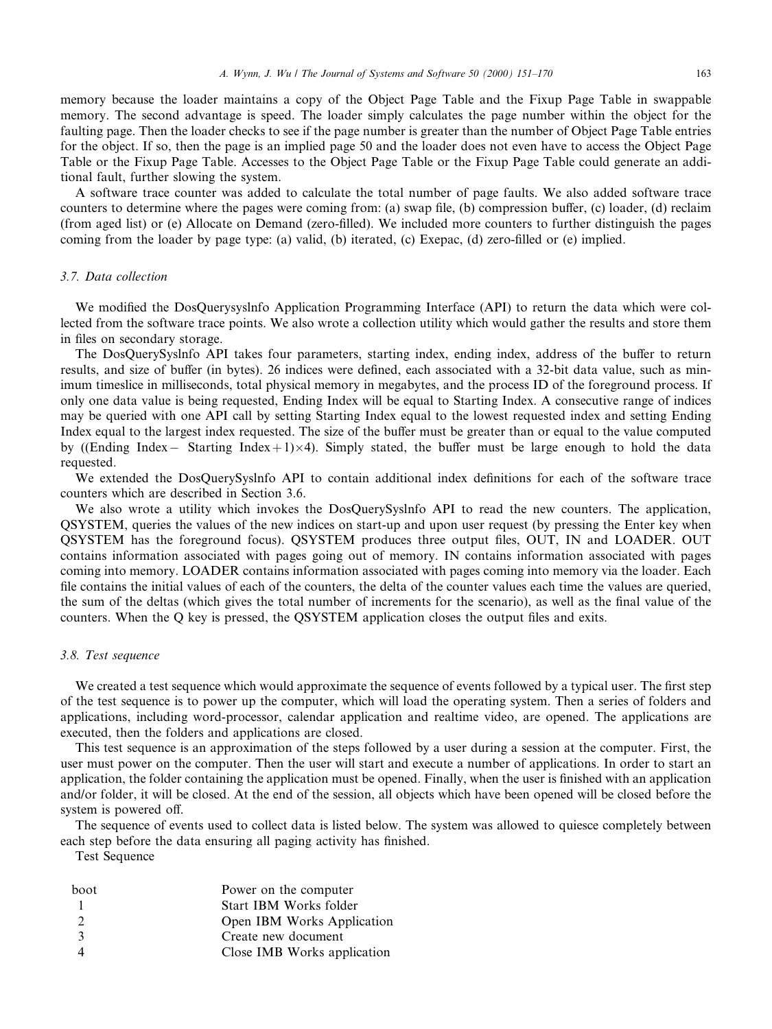memory because the loader maintains a copy of the Object Page Table and the Fixup Page Table in swappable memory. The second advantage is speed. The loader simply calculates the page number within the object for the faulting page. Then the loader checks to see if the page number is greater than the number of Object Page Table entries for the object. If so, then the page is an implied page 50 and the loader does not even have to access the Object Page Table or the Fixup Page Table. Accesses to the Object Page Table or the Fixup Page Table could generate an additional fault, further slowing the system.

A software trace counter was added to calculate the total number of page faults. We also added software trace counters to determine where the pages were coming from: (a) swap file, (b) compression buffer, (c) loader, (d) reclaim (from aged list) or (e) Allocate on Demand (zero-filled). We included more counters to further distinguish the pages coming from the loader by page type: (a) valid, (b) iterated, (c) Exepac, (d) zero-filled or (e) implied.

### 3.7. Data collection

We modified the DosQuerysyslnfo Application Programming Interface (API) to return the data which were collected from the software trace points. We also wrote a collection utility which would gather the results and store them in files on secondary storage.

The DosQuerySyslnfo API takes four parameters, starting index, ending index, address of the buffer to return results, and size of buffer (in bytes). 26 indices were defined, each associated with a 32-bit data value, such as minimum timeslice in milliseconds, total physical memory in megabytes, and the process ID of the foreground process. If only one data value is being requested, Ending Index will be equal to Starting Index. A consecutive range of indices may be queried with one API call by setting Starting Index equal to the lowest requested index and setting Ending Index equal to the largest index requested. The size of the buffer must be greater than or equal to the value computed by ((Ending Index − Starting Index + 1)×4). Simply stated, the buffer must be large enough to hold the data requested.

We extended the DosQuerySyslnfo API to contain additional index definitions for each of the software trace counters which are described in Section 3.6.

We also wrote a utility which invokes the DosQuerySyslnfo API to read the new counters. The application, QSYSTEM, queries the values of the new indices on start-up and upon user request (by pressing the Enter key when QSYSTEM has the foreground focus). QSYSTEM produces three output files, OUT, IN and LOADER. OUT contains information associated with pages going out of memory. IN contains information associated with pages coming into memory. LOADER contains information associated with pages coming into memory via the loader. Each file contains the initial values of each of the counters, the delta of the counter values each time the values are queried, the sum of the deltas (which gives the total number of increments for the scenario), as well as the final value of the counters. When the Q key is pressed, the QSYSTEM application closes the output files and exits.

### 3.8. Test sequence

We created a test sequence which would approximate the sequence of events followed by a typical user. The first step of the test sequence is to power up the computer, which will load the operating system. Then a series of folders and applications, including word-processor, calendar application and realtime video, are opened. The applications are executed, then the folders and applications are closed.

This test sequence is an approximation of the steps followed by a user during a session at the computer. First, the user must power on the computer. Then the user will start and execute a number of applications. In order to start an application, the folder containing the application must be opened. Finally, when the user is finished with an application and/or folder, it will be closed. At the end of the session, all objects which have been opened will be closed before the system is powered off.

The sequence of events used to collect data is listed below. The system was allowed to quiesce completely between each step before the data ensuring all paging activity has finished.

Test Sequence

| | |
|---|---|
| boot | Power on the computer |
| 1 | Start IBM Works folder |
| 2 | Open IBM Works Application |
| 3 | Create new document |
| 4 | Close IMB Works application |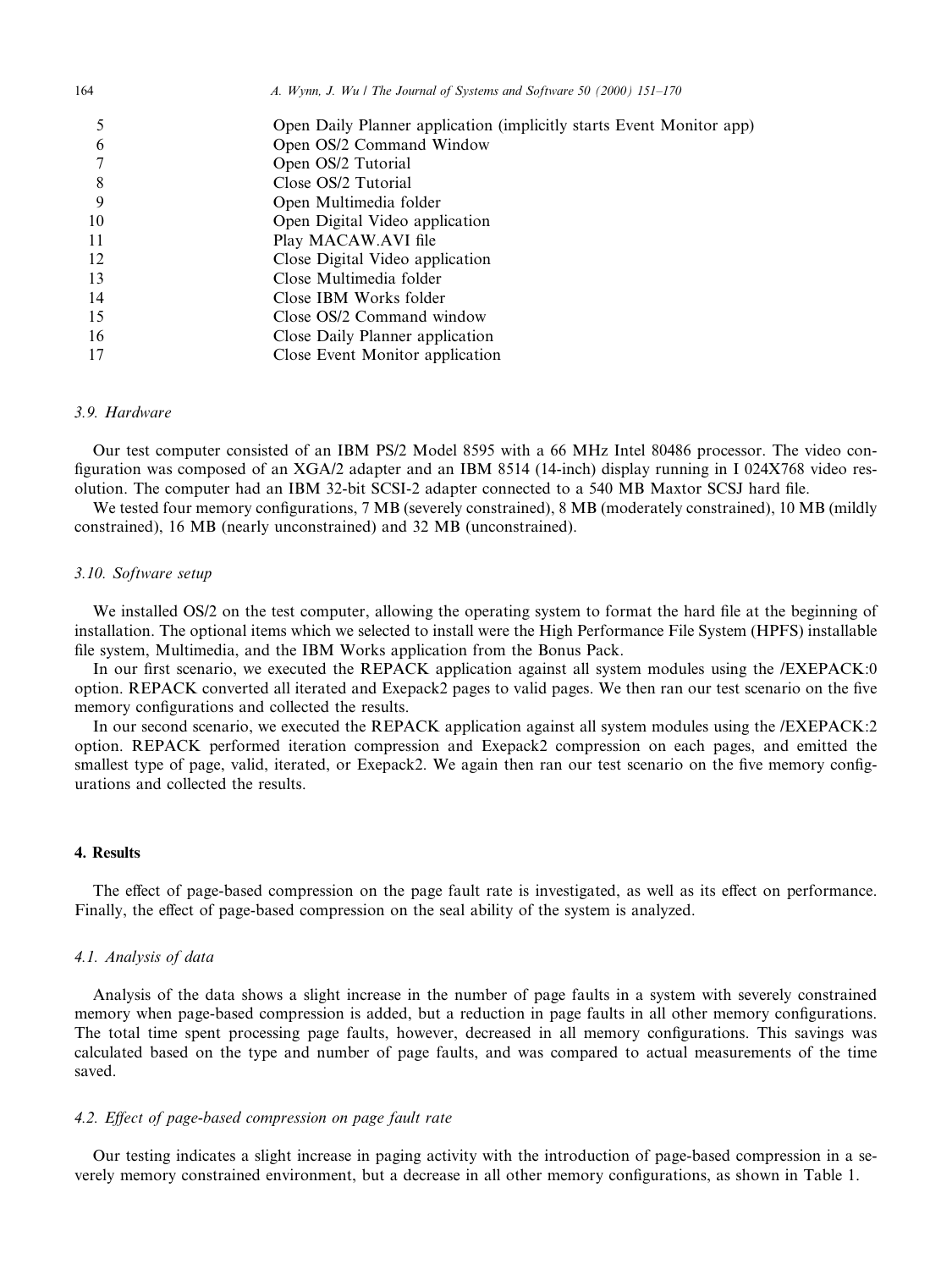| | |
|---|---|
| 5 | Open Daily Planner application (implicitly starts Event Monitor app) |
| 6 | Open OS/2 Command Window |
| 7 | Open OS/2 Tutorial |
| 8 | Close OS/2 Tutorial |
| 9 | Open Multimedia folder |
| 10 | Open Digital Video application |
| 11 | Play MACAW.AVI file |
| 12 | Close Digital Video application |
| 13 | Close Multimedia folder |
| 14 | Close IBM Works folder |
| 15 | Close OS/2 Command window |
| 16 | Close Daily Planner application |
| 17 | Close Event Monitor application |

### 3.9. Hardware

Our test computer consisted of an IBM PS/2 Model 8595 with a 66 MHz Intel 80486 processor. The video configuration was composed of an XGA/2 adapter and an IBM 8514 (14-inch) display running in I 024X768 video resolution. The computer had an IBM 32-bit SCSI-2 adapter connected to a 540 MB Maxtor SCSJ hard file.

We tested four memory configurations, 7 MB (severely constrained), 8 MB (moderately constrained), 10 MB (mildly constrained), 16 MB (nearly unconstrained) and 32 MB (unconstrained).

### 3.10. Software setup

We installed OS/2 on the test computer, allowing the operating system to format the hard file at the beginning of installation. The optional items which we selected to install were the High Performance File System (HPFS) installable file system, Multimedia, and the IBM Works application from the Bonus Pack.

In our first scenario, we executed the REPACK application against all system modules using the /EXEPACK:0 option. REPACK converted all iterated and Exepack2 pages to valid pages. We then ran our test scenario on the five memory configurations and collected the results.

In our second scenario, we executed the REPACK application against all system modules using the /EXEPACK:2 option. REPACK performed iteration compression and Exepack2 compression on each pages, and emitted the smallest type of page, valid, iterated, or Exepack2. We again then ran our test scenario on the five memory configurations and collected the results.

## 4. Results

The effect of page-based compression on the page fault rate is investigated, as well as its effect on performance. Finally, the effect of page-based compression on the seal ability of the system is analyzed.

### 4.1. Analysis of data

Analysis of the data shows a slight increase in the number of page faults in a system with severely constrained memory when page-based compression is added, but a reduction in page faults in all other memory configurations. The total time spent processing page faults, however, decreased in all memory configurations. This savings was calculated based on the type and number of page faults, and was compared to actual measurements of the time saved.

### 4.2. Effect of page-based compression on page fault rate

Our testing indicates a slight increase in paging activity with the introduction of page-based compression in a severely memory constrained environment, but a decrease in all other memory configurations, as shown in Table 1.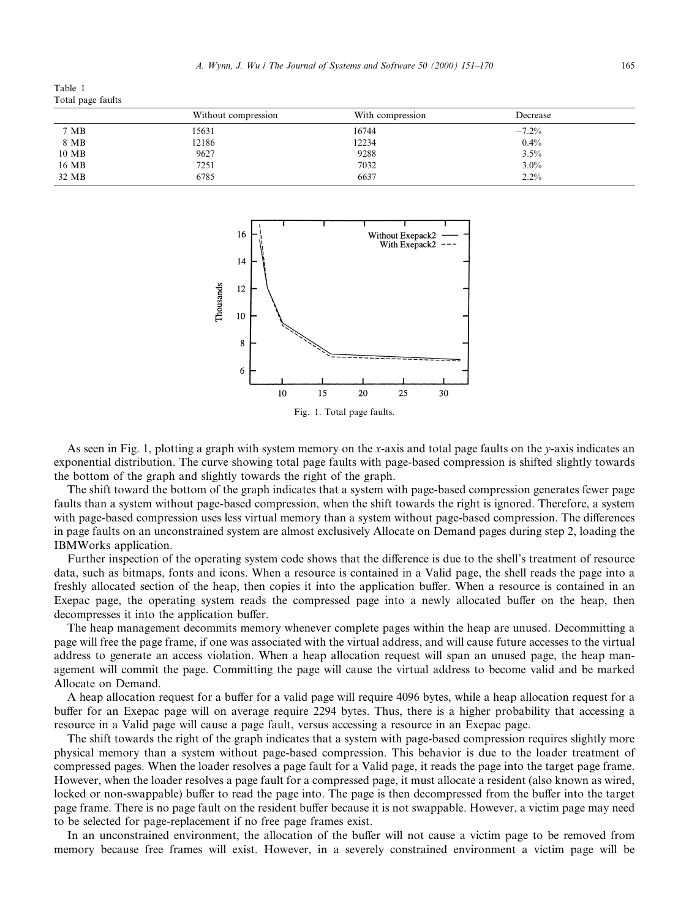Table 1
Total page faults

|  | Without compression | With compression | Decrease |
|---|---|---|---|
| 7 MB | 15631 | 16744 | −7.2% |
| 8 MB | 12186 | 12234 | 0.4% |
| 10 MB | 9627 | 9288 | 3.5% |
| 16 MB | 7251 | 7032 | 3.0% |
| 32 MB | 6785 | 6637 | 2.2% |

Fig. 1. Total page faults.

As seen in Fig. 1, plotting a graph with system memory on the $x$-axis and total page faults on the $y$-axis indicates an exponential distribution. The curve showing total page faults with page-based compression is shifted slightly towards the bottom of the graph and slightly towards the right of the graph.

The shift toward the bottom of the graph indicates that a system with page-based compression generates fewer page faults than a system without page-based compression, when the shift towards the right is ignored. Therefore, a system with page-based compression uses less virtual memory than a system without page-based compression. The differences in page faults on an unconstrained system are almost exclusively Allocate on Demand pages during step 2, loading the IBMWorks application.

Further inspection of the operating system code shows that the difference is due to the shell's treatment of resource data, such as bitmaps, fonts and icons. When a resource is contained in a Valid page, the shell reads the page into a freshly allocated section of the heap, then copies it into the application buffer. When a resource is contained in an Exepac page, the operating system reads the compressed page into a newly allocated buffer on the heap, then decompresses it into the application buffer.

The heap management decommits memory whenever complete pages within the heap are unused. Decommitting a page will free the page frame, if one was associated with the virtual address, and will cause future accesses to the virtual address to generate an access violation. When a heap allocation request will span an unused page, the heap management will commit the page. Committing the page will cause the virtual address to become valid and be marked Allocate on Demand.

A heap allocation request for a buffer for a valid page will require 4096 bytes, while a heap allocation request for a buffer for an Exepac page will on average require 2294 bytes. Thus, there is a higher probability that accessing a resource in a Valid page will cause a page fault, versus accessing a resource in an Exepac page.

The shift towards the right of the graph indicates that a system with page-based compression requires slightly more physical memory than a system without page-based compression. This behavior is due to the loader treatment of compressed pages. When the loader resolves a page fault for a Valid page, it reads the page into the target page frame. However, when the loader resolves a page fault for a compressed page, it must allocate a resident (also known as wired, locked or non-swappable) buffer to read the page into. The page is then decompressed from the buffer into the target page frame. There is no page fault on the resident buffer because it is not swappable. However, a victim page may need to be selected for page-replacement if no free page frames exist.

In an unconstrained environment, the allocation of the buffer will not cause a victim page to be removed from memory because free frames will exist. However, in a severely constrained environment a victim page will be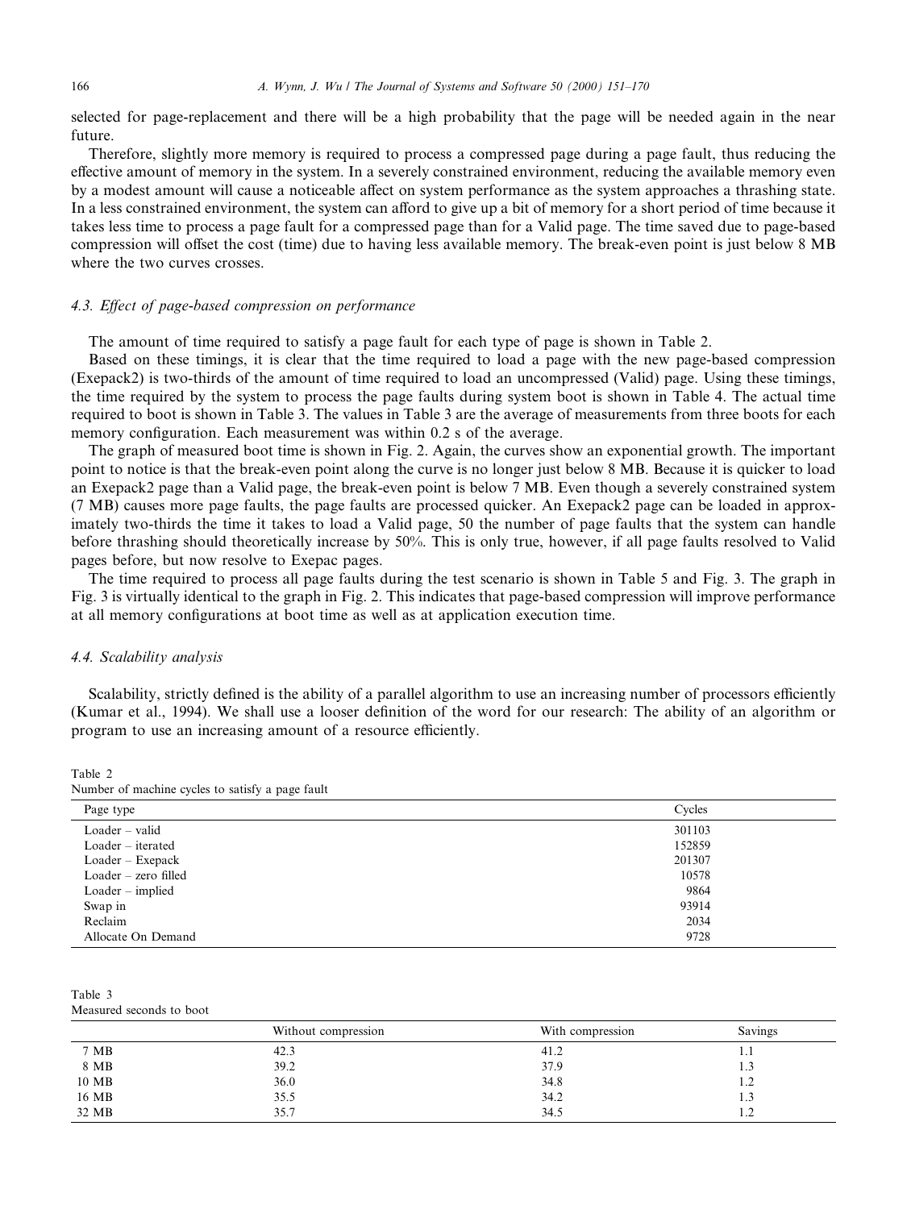selected for page-replacement and there will be a high probability that the page will be needed again in the near future.

Therefore, slightly more memory is required to process a compressed page during a page fault, thus reducing the effective amount of memory in the system. In a severely constrained environment, reducing the available memory even by a modest amount will cause a noticeable affect on system performance as the system approaches a thrashing state. In a less constrained environment, the system can afford to give up a bit of memory for a short period of time because it takes less time to process a page fault for a compressed page than for a Valid page. The time saved due to page-based compression will offset the cost (time) due to having less available memory. The break-even point is just below 8 MB where the two curves crosses.

### 4.3. Effect of page-based compression on performance

The amount of time required to satisfy a page fault for each type of page is shown in Table 2.

Based on these timings, it is clear that the time required to load a page with the new page-based compression (Exepack2) is two-thirds of the amount of time required to load an uncompressed (Valid) page. Using these timings, the time required by the system to process the page faults during system boot is shown in Table 4. The actual time required to boot is shown in Table 3. The values in Table 3 are the average of measurements from three boots for each memory configuration. Each measurement was within 0.2 s of the average.

The graph of measured boot time is shown in Fig. 2. Again, the curves show an exponential growth. The important point to notice is that the break-even point along the curve is no longer just below 8 MB. Because it is quicker to load an Exepack2 page than a Valid page, the break-even point is below 7 MB. Even though a severely constrained system (7 MB) causes more page faults, the page faults are processed quicker. An Exepack2 page can be loaded in approximately two-thirds the time it takes to load a Valid page, 50 the number of page faults that the system can handle before thrashing should theoretically increase by 50%. This is only true, however, if all page faults resolved to Valid pages before, but now resolve to Exepac pages.

The time required to process all page faults during the test scenario is shown in Table 5 and Fig. 3. The graph in Fig. 3 is virtually identical to the graph in Fig. 2. This indicates that page-based compression will improve performance at all memory configurations at boot time as well as at application execution time.

### 4.4. Scalability analysis

Scalability, strictly defined is the ability of a parallel algorithm to use an increasing number of processors efficiently (Kumar et al., 1994). We shall use a looser definition of the word for our research: The ability of an algorithm or program to use an increasing amount of a resource efficiently.

Table 2
Number of machine cycles to satisfy a page fault

| Page type | Cycles |
|---|---|
| Loader – valid | 301103 |
| Loader – iterated | 152859 |
| Loader – Exepack | 201307 |
| Loader – zero filled | 10578 |
| Loader – implied | 9864 |
| Swap in | 93914 |
| Reclaim | 2034 |
| Allocate On Demand | 9728 |

Table 3
Measured seconds to boot

| | Without compression | With compression | Savings |
|---|---|---|---|
| 7 MB | 42.3 | 41.2 | 1.1 |
| 8 MB | 39.2 | 37.9 | 1.3 |
| 10 MB | 36.0 | 34.8 | 1.2 |
| 16 MB | 35.5 | 34.2 | 1.3 |
| 32 MB | 35.7 | 34.5 | 1.2 |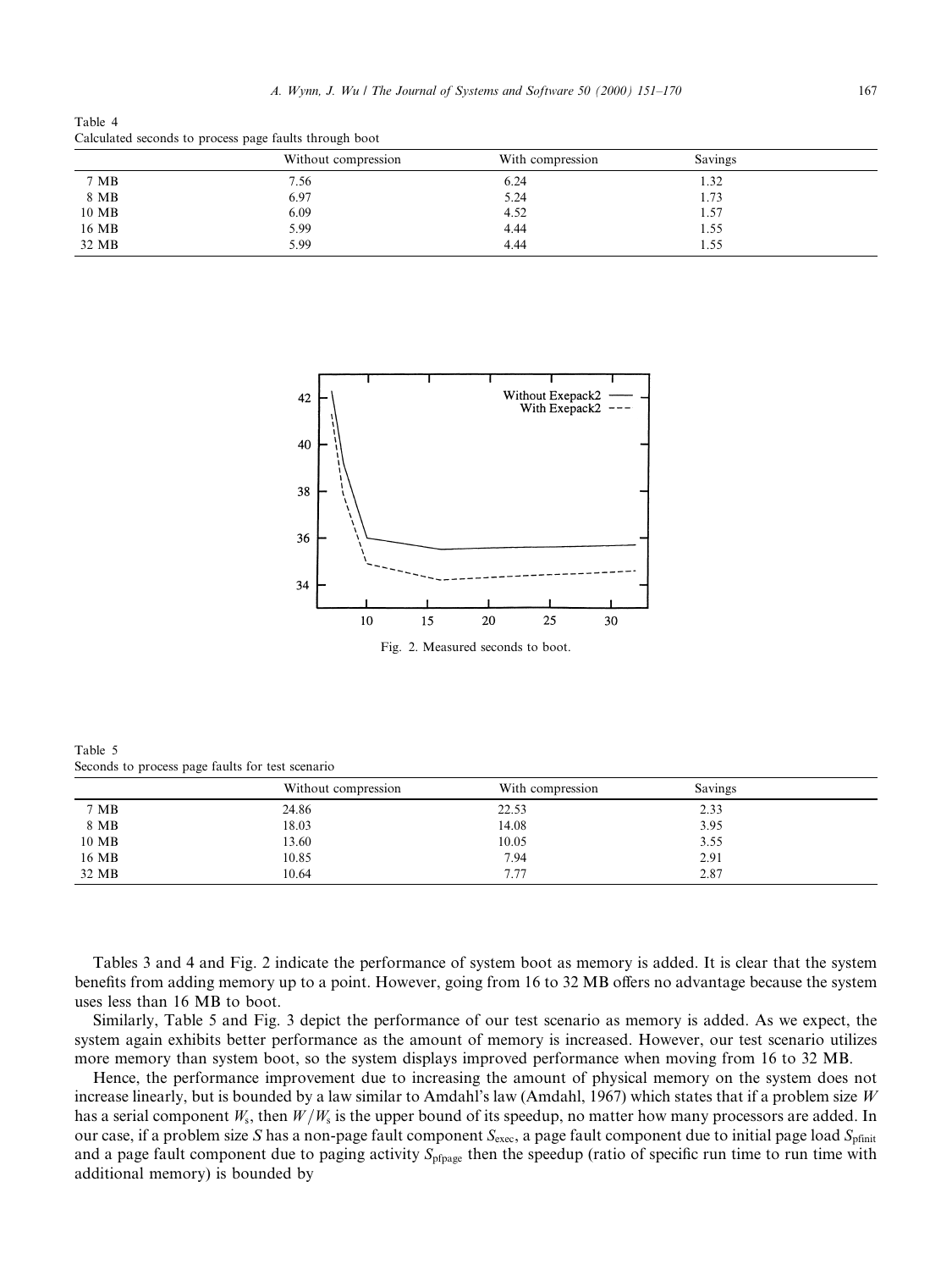Table 4
Calculated seconds to process page faults through boot

| | Without compression | With compression | Savings |
|---|---|---|---|
| 7 MB | 7.56 | 6.24 | 1.32 |
| 8 MB | 6.97 | 5.24 | 1.73 |
| 10 MB | 6.09 | 4.52 | 1.57 |
| 16 MB | 5.99 | 4.44 | 1.55 |
| 32 MB | 5.99 | 4.44 | 1.55 |

Fig. 2. Measured seconds to boot.

Table 5
Seconds to process page faults for test scenario

| | Without compression | With compression | Savings |
|---|---|---|---|
| 7 MB | 24.86 | 22.53 | 2.33 |
| 8 MB | 18.03 | 14.08 | 3.95 |
| 10 MB | 13.60 | 10.05 | 3.55 |
| 16 MB | 10.85 | 7.94 | 2.91 |
| 32 MB | 10.64 | 7.77 | 2.87 |

Tables 3 and 4 and Fig. 2 indicate the performance of system boot as memory is added. It is clear that the system benefits from adding memory up to a point. However, going from 16 to 32 MB offers no advantage because the system uses less than 16 MB to boot.

Similarly, Table 5 and Fig. 3 depict the performance of our test scenario as memory is added. As we expect, the system again exhibits better performance as the amount of memory is increased. However, our test scenario utilizes more memory than system boot, so the system displays improved performance when moving from 16 to 32 MB.

Hence, the performance improvement due to increasing the amount of physical memory on the system does not increase linearly, but is bounded by a law similar to Amdahl's law (Amdahl, 1967) which states that if a problem size $W$ has a serial component $W_s$, then $W/W_s$ is the upper bound of its speedup, no matter how many processors are added. In our case, if a problem size $S$ has a non-page fault component $S_{exec}$, a page fault component due to initial page load $S_{pfinit}$ and a page fault component due to paging activity $S_{pfpage}$ then the speedup (ratio of specific run time to run time with additional memory) is bounded by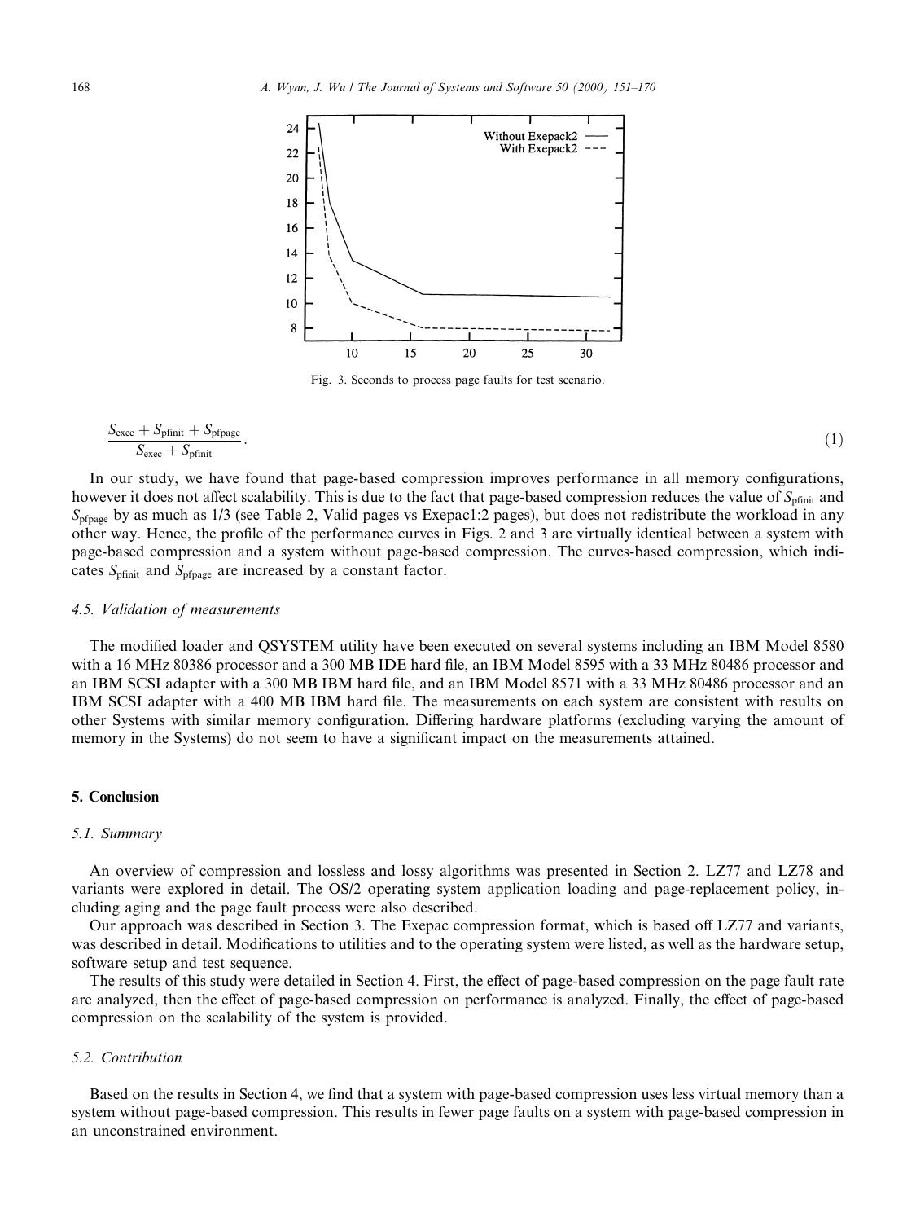Fig. 3. Seconds to process page faults for test scenario.

$$\frac{S_{\text{exec}} + S_{\text{pfinit}} + S_{\text{pfpage}}}{S_{\text{exec}} + S_{\text{pfinit}}}. \tag{1}$$

In our study, we have found that page-based compression improves performance in all memory configurations, however it does not affect scalability. This is due to the fact that page-based compression reduces the value of $S_{\text{pfinit}}$ and $S_{\text{pfpage}}$ by as much as 1/3 (see Table 2, Valid pages vs Exepac1:2 pages), but does not redistribute the workload in any other way. Hence, the profile of the performance curves in Figs. 2 and 3 are virtually identical between a system with page-based compression and a system without page-based compression. The curves-based compression, which indicates $S_{\text{pfinit}}$ and $S_{\text{pfpage}}$ are increased by a constant factor.

### 4.5. Validation of measurements

The modified loader and QSYSTEM utility have been executed on several systems including an IBM Model 8580 with a 16 MHz 80386 processor and a 300 MB IDE hard file, an IBM Model 8595 with a 33 MHz 80486 processor and an IBM SCSI adapter with a 300 MB IBM hard file, and an IBM Model 8571 with a 33 MHz 80486 processor and an IBM SCSI adapter with a 400 MB IBM hard file. The measurements on each system are consistent with results on other Systems with similar memory configuration. Differing hardware platforms (excluding varying the amount of memory in the Systems) do not seem to have a significant impact on the measurements attained.

## 5. Conclusion

### 5.1. Summary

An overview of compression and lossless and lossy algorithms was presented in Section 2. LZ77 and LZ78 and variants were explored in detail. The OS/2 operating system application loading and page-replacement policy, including aging and the page fault process were also described.

Our approach was described in Section 3. The Exepac compression format, which is based off LZ77 and variants, was described in detail. Modifications to utilities and to the operating system were listed, as well as the hardware setup, software setup and test sequence.

The results of this study were detailed in Section 4. First, the effect of page-based compression on the page fault rate are analyzed, then the effect of page-based compression on performance is analyzed. Finally, the effect of page-based compression on the scalability of the system is provided.

### 5.2. Contribution

Based on the results in Section 4, we find that a system with page-based compression uses less virtual memory than a system without page-based compression. This results in fewer page faults on a system with page-based compression in an unconstrained environment.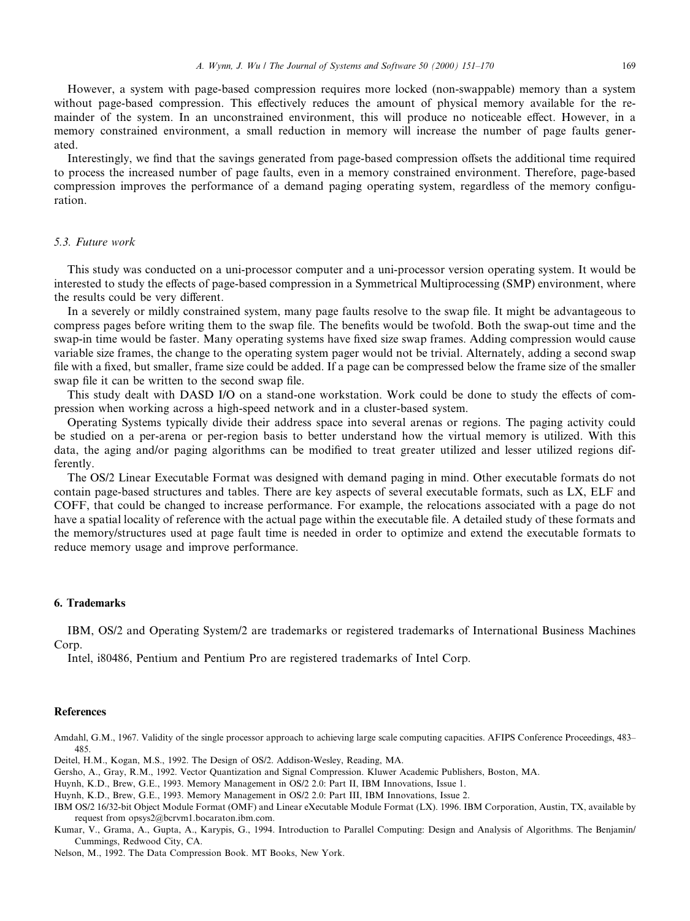However, a system with page-based compression requires more locked (non-swappable) memory than a system without page-based compression. This effectively reduces the amount of physical memory available for the remainder of the system. In an unconstrained environment, this will produce no noticeable effect. However, in a memory constrained environment, a small reduction in memory will increase the number of page faults generated.

Interestingly, we find that the savings generated from page-based compression offsets the additional time required to process the increased number of page faults, even in a memory constrained environment. Therefore, page-based compression improves the performance of a demand paging operating system, regardless of the memory configuration.

### 5.3. Future work

This study was conducted on a uni-processor computer and a uni-processor version operating system. It would be interested to study the effects of page-based compression in a Symmetrical Multiprocessing (SMP) environment, where the results could be very different.

In a severely or mildly constrained system, many page faults resolve to the swap file. It might be advantageous to compress pages before writing them to the swap file. The benefits would be twofold. Both the swap-out time and the swap-in time would be faster. Many operating systems have fixed size swap frames. Adding compression would cause variable size frames, the change to the operating system pager would not be trivial. Alternately, adding a second swap file with a fixed, but smaller, frame size could be added. If a page can be compressed below the frame size of the smaller swap file it can be written to the second swap file.

This study dealt with DASD I/O on a stand-one workstation. Work could be done to study the effects of compression when working across a high-speed network and in a cluster-based system.

Operating Systems typically divide their address space into several arenas or regions. The paging activity could be studied on a per-arena or per-region basis to better understand how the virtual memory is utilized. With this data, the aging and/or paging algorithms can be modified to treat greater utilized and lesser utilized regions differently.

The OS/2 Linear Executable Format was designed with demand paging in mind. Other executable formats do not contain page-based structures and tables. There are key aspects of several executable formats, such as LX, ELF and COFF, that could be changed to increase performance. For example, the relocations associated with a page do not have a spatial locality of reference with the actual page within the executable file. A detailed study of these formats and the memory/structures used at page fault time is needed in order to optimize and extend the executable formats to reduce memory usage and improve performance.

## 6. Trademarks

IBM, OS/2 and Operating System/2 are trademarks or registered trademarks of International Business Machines Corp.

Intel, i80486, Pentium and Pentium Pro are registered trademarks of Intel Corp.

## References

Amdahl, G.M., 1967. Validity of the single processor approach to achieving large scale computing capacities. AFIPS Conference Proceedings, 483–485.

Deitel, H.M., Kogan, M.S., 1992. The Design of OS/2. Addison-Wesley, Reading, MA.

Gersho, A., Gray, R.M., 1992. Vector Quantization and Signal Compression. Kluwer Academic Publishers, Boston, MA.

Huynh, K.D., Brew, G.E., 1993. Memory Management in OS/2 2.0: Part II, IBM Innovations, Issue 1.

Huynh, K.D., Brew, G.E., 1993. Memory Management in OS/2 2.0: Part III, IBM Innovations, Issue 2.

IBM OS/2 16/32-bit Object Module Format (OMF) and Linear eXecutable Module Format (LX). 1996. IBM Corporation, Austin, TX, available by request from opsys2@bcrvm1.bocaraton.ibm.com.

Kumar, V., Grama, A., Gupta, A., Karypis, G., 1994. Introduction to Parallel Computing: Design and Analysis of Algorithms. The Benjamin/Cummings, Redwood City, CA.

Nelson, M., 1992. The Data Compression Book. MT Books, New York.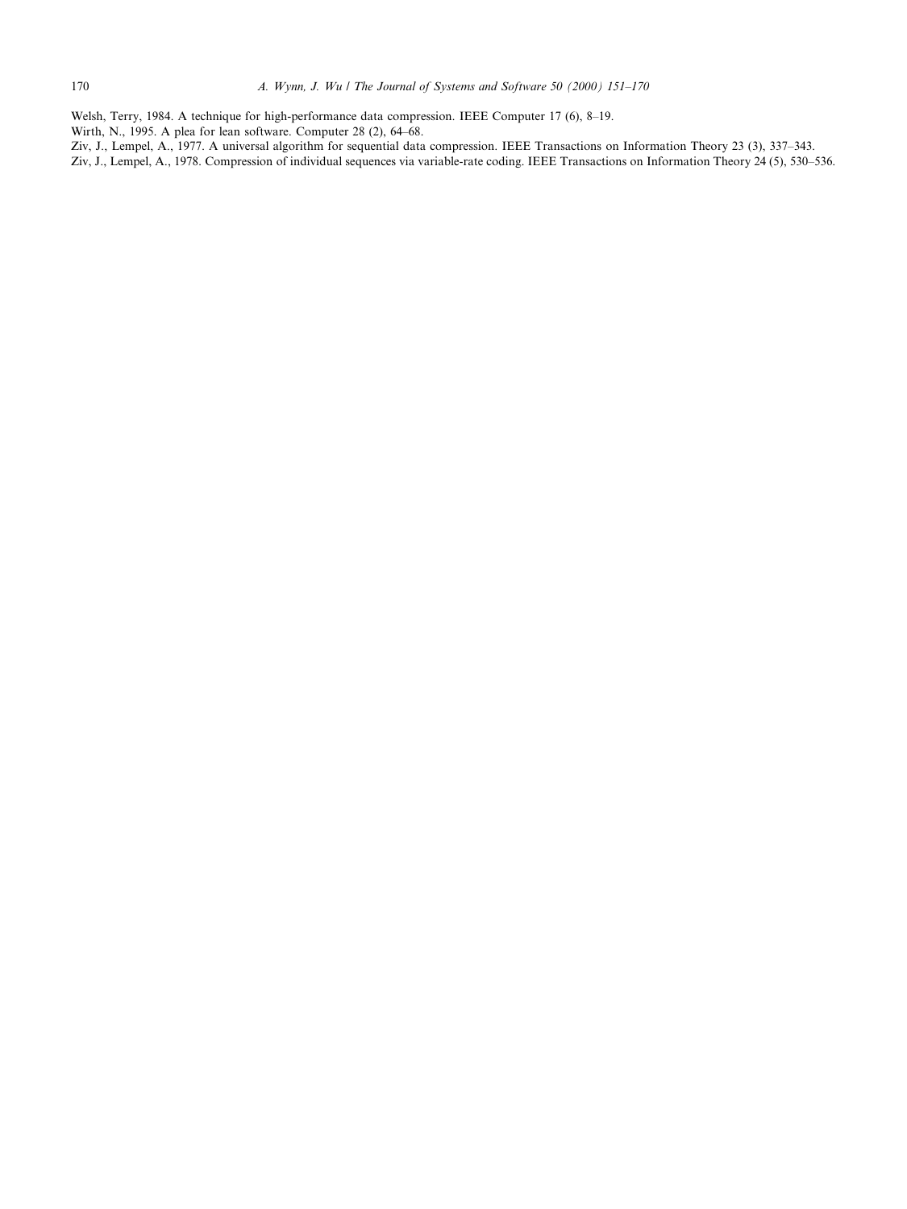Welsh, Terry, 1984. A technique for high-performance data compression. IEEE Computer 17 (6), 8–19.

Wirth, N., 1995. A plea for lean software. Computer 28 (2), 64–68.

Ziv, J., Lempel, A., 1977. A universal algorithm for sequential data compression. IEEE Transactions on Information Theory 23 (3), 337–343.

Ziv, J., Lempel, A., 1978. Compression of individual sequences via variable-rate coding. IEEE Transactions on Information Theory 24 (5), 530–536.